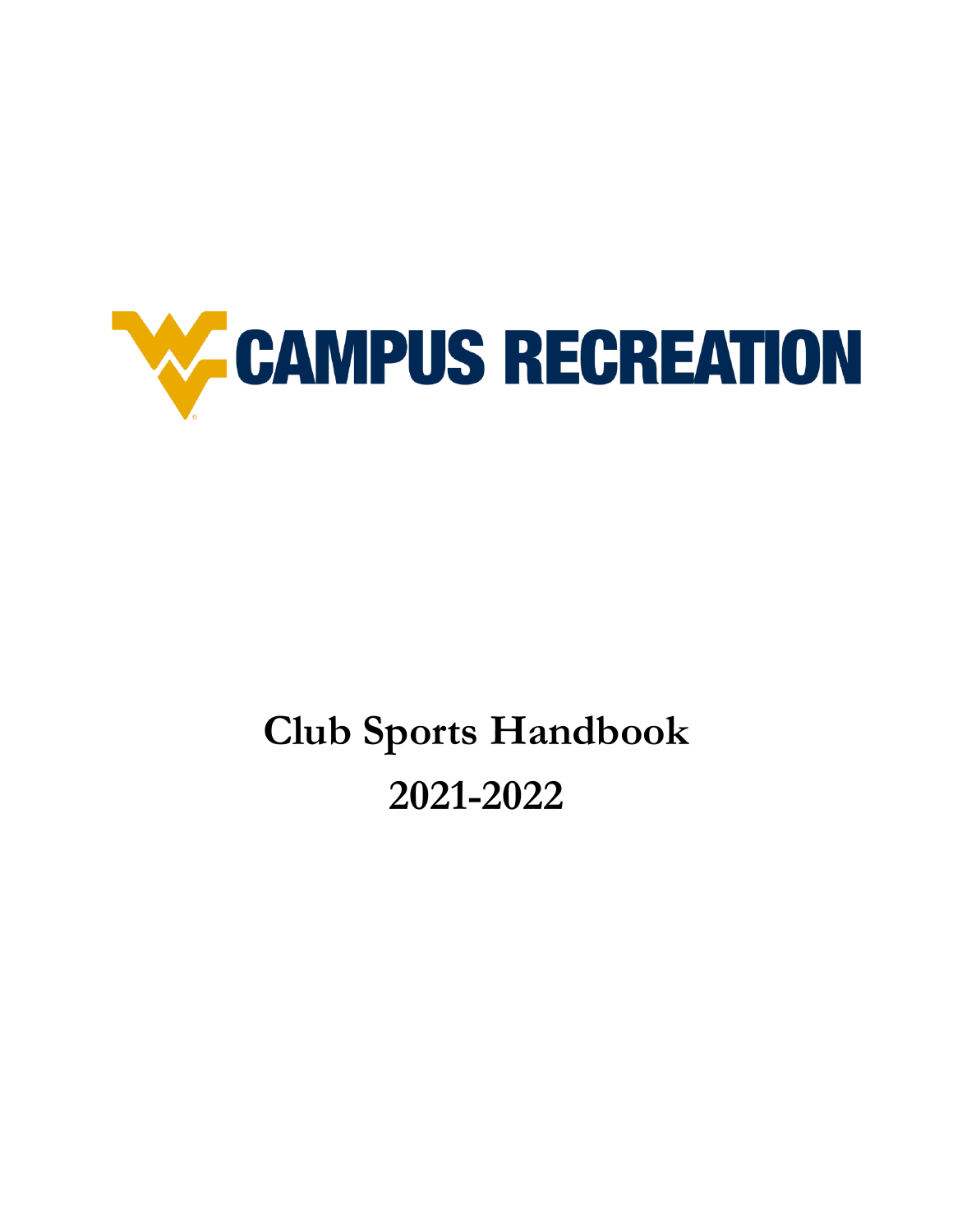CAMPUS RECREATION

# Club Sports Handbook

# 2021-2022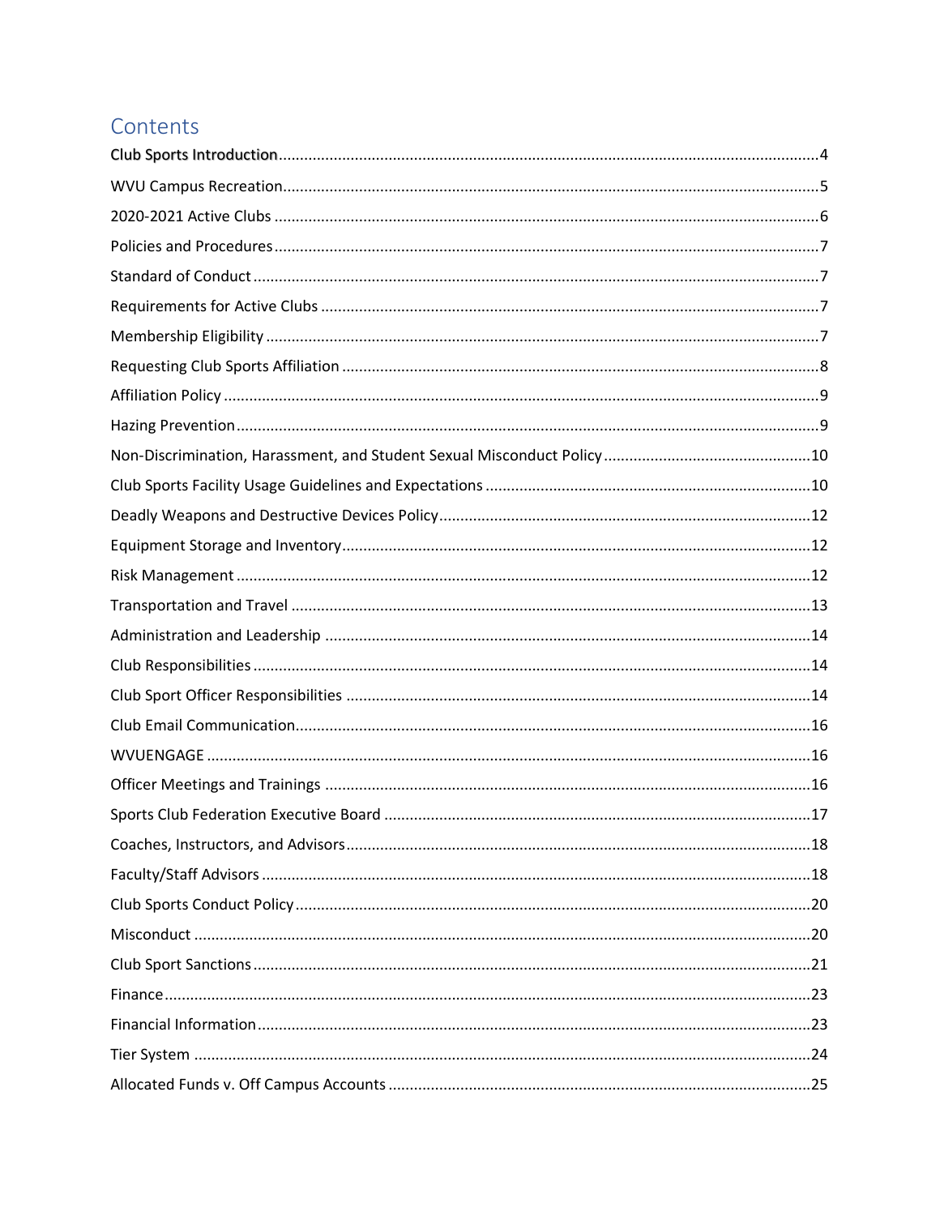# Contents

Club Sports Introduction....................4
WVU Campus Recreation....................5
2020-2021 Active Clubs....................6
Policies and Procedures....................7
Standard of Conduct....................7
Requirements for Active Clubs....................7
Membership Eligibility....................7
Requesting Club Sports Affiliation....................8
Affiliation Policy....................9
Hazing Prevention....................9
Non-Discrimination, Harassment, and Student Sexual Misconduct Policy....................10
Club Sports Facility Usage Guidelines and Expectations....................10
Deadly Weapons and Destructive Devices Policy....................12
Equipment Storage and Inventory....................12
Risk Management....................12
Transportation and Travel....................13
Administration and Leadership....................14
Club Responsibilities....................14
Club Sport Officer Responsibilities....................14
Club Email Communication....................16
WVUENGAGE....................16
Officer Meetings and Trainings....................16
Sports Club Federation Executive Board....................17
Coaches, Instructors, and Advisors....................18
Faculty/Staff Advisors....................18
Club Sports Conduct Policy....................20
Misconduct....................20
Club Sport Sanctions....................21
Finance....................23
Financial Information....................23
Tier System....................24
Allocated Funds v. Off Campus Accounts....................25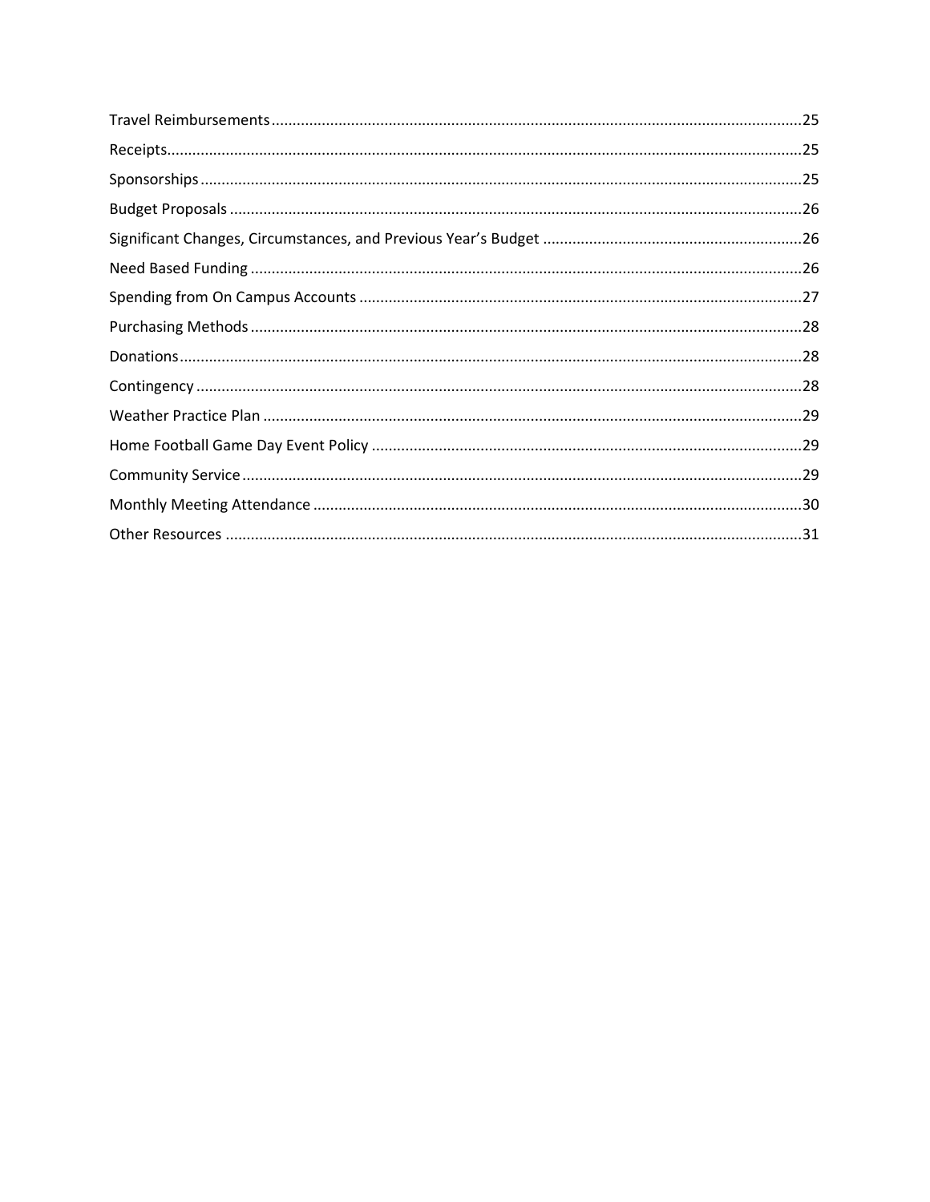Travel Reimbursements....................25

Receipts....................25

Sponsorships....................25

Budget Proposals....................26

Significant Changes, Circumstances, and Previous Year's Budget....................26

Need Based Funding....................26

Spending from On Campus Accounts....................27

Purchasing Methods....................28

Donations....................28

Contingency....................28

Weather Practice Plan....................29

Home Football Game Day Event Policy....................29

Community Service....................29

Monthly Meeting Attendance....................30

Other Resources....................31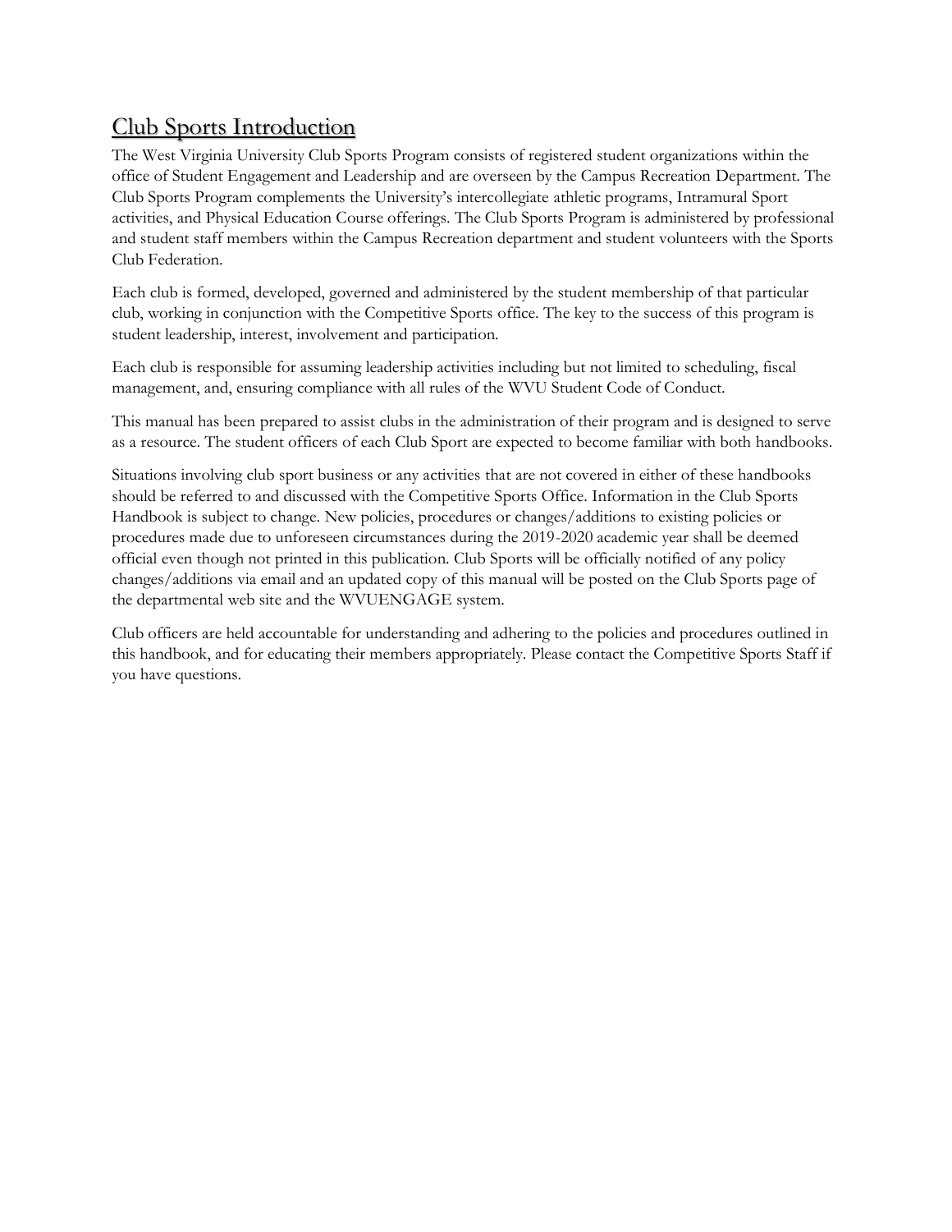## Club Sports Introduction

The West Virginia University Club Sports Program consists of registered student organizations within the office of Student Engagement and Leadership and are overseen by the Campus Recreation Department. The Club Sports Program complements the University's intercollegiate athletic programs, Intramural Sport activities, and Physical Education Course offerings. The Club Sports Program is administered by professional and student staff members within the Campus Recreation department and student volunteers with the Sports Club Federation.

Each club is formed, developed, governed and administered by the student membership of that particular club, working in conjunction with the Competitive Sports office. The key to the success of this program is student leadership, interest, involvement and participation.

Each club is responsible for assuming leadership activities including but not limited to scheduling, fiscal management, and, ensuring compliance with all rules of the WVU Student Code of Conduct.

This manual has been prepared to assist clubs in the administration of their program and is designed to serve as a resource. The student officers of each Club Sport are expected to become familiar with both handbooks.

Situations involving club sport business or any activities that are not covered in either of these handbooks should be referred to and discussed with the Competitive Sports Office. Information in the Club Sports Handbook is subject to change. New policies, procedures or changes/additions to existing policies or procedures made due to unforeseen circumstances during the 2019-2020 academic year shall be deemed official even though not printed in this publication. Club Sports will be officially notified of any policy changes/additions via email and an updated copy of this manual will be posted on the Club Sports page of the departmental web site and the WVUENGAGE system.

Club officers are held accountable for understanding and adhering to the policies and procedures outlined in this handbook, and for educating their members appropriately. Please contact the Competitive Sports Staff if you have questions.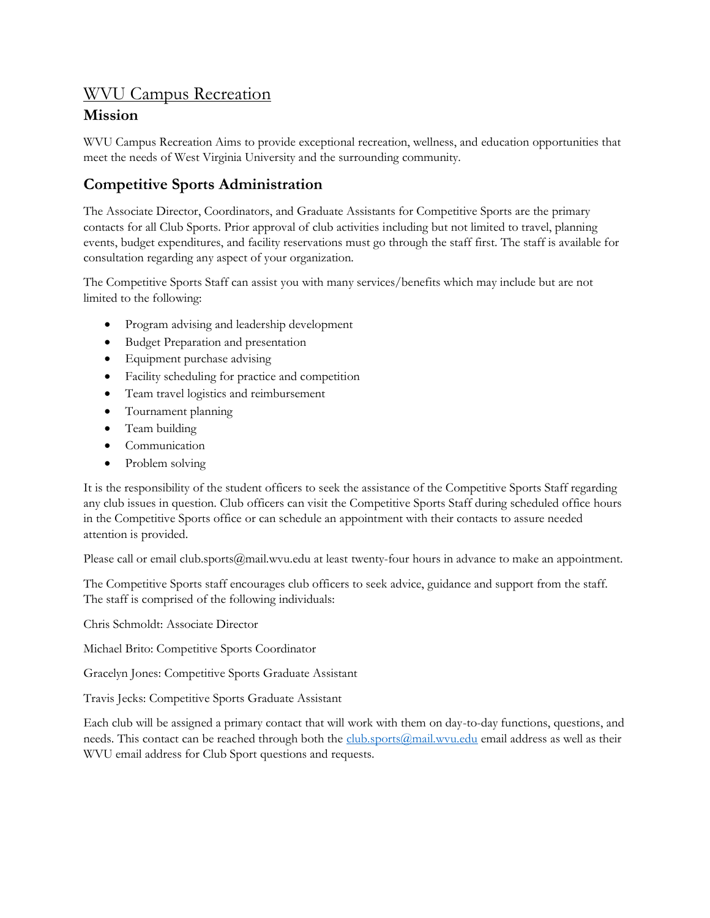# WVU Campus Recreation

## Mission

WVU Campus Recreation Aims to provide exceptional recreation, wellness, and education opportunities that meet the needs of West Virginia University and the surrounding community.

## Competitive Sports Administration

The Associate Director, Coordinators, and Graduate Assistants for Competitive Sports are the primary contacts for all Club Sports. Prior approval of club activities including but not limited to travel, planning events, budget expenditures, and facility reservations must go through the staff first. The staff is available for consultation regarding any aspect of your organization.

The Competitive Sports Staff can assist you with many services/benefits which may include but are not limited to the following:

- Program advising and leadership development
- Budget Preparation and presentation
- Equipment purchase advising
- Facility scheduling for practice and competition
- Team travel logistics and reimbursement
- Tournament planning
- Team building
- Communication
- Problem solving

It is the responsibility of the student officers to seek the assistance of the Competitive Sports Staff regarding any club issues in question. Club officers can visit the Competitive Sports Staff during scheduled office hours in the Competitive Sports office or can schedule an appointment with their contacts to assure needed attention is provided.

Please call or email club.sports@mail.wvu.edu at least twenty-four hours in advance to make an appointment.

The Competitive Sports staff encourages club officers to seek advice, guidance and support from the staff. The staff is comprised of the following individuals:

Chris Schmoldt: Associate Director

Michael Brito: Competitive Sports Coordinator

Gracelyn Jones: Competitive Sports Graduate Assistant

Travis Jecks: Competitive Sports Graduate Assistant

Each club will be assigned a primary contact that will work with them on day-to-day functions, questions, and needs. This contact can be reached through both the club.sports@mail.wvu.edu email address as well as their WVU email address for Club Sport questions and requests.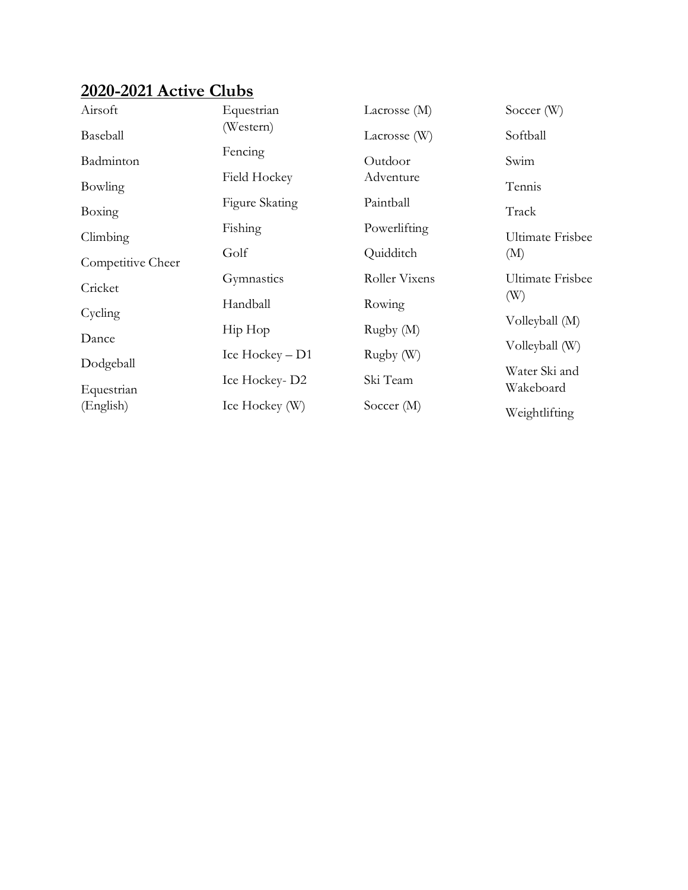## 2020-2021 Active Clubs

- Airsoft
- Baseball
- Badminton
- Bowling
- Boxing
- Climbing
- Competitive Cheer
- Cricket
- Cycling
- Dance
- Dodgeball
- Equestrian (English)
- Equestrian (Western)
- Fencing
- Field Hockey
- Figure Skating
- Fishing
- Golf
- Gymnastics
- Handball
- Hip Hop
- Ice Hockey – D1
- Ice Hockey- D2
- Ice Hockey (W)
- Lacrosse (M)
- Lacrosse (W)
- Outdoor Adventure
- Paintball
- Powerlifting
- Quidditch
- Roller Vixens
- Rowing
- Rugby (M)
- Rugby (W)
- Ski Team
- Soccer (M)
- Soccer (W)
- Softball
- Swim
- Tennis
- Track
- Ultimate Frisbee (M)
- Ultimate Frisbee (W)
- Volleyball (M)
- Volleyball (W)
- Water Ski and Wakeboard
- Weightlifting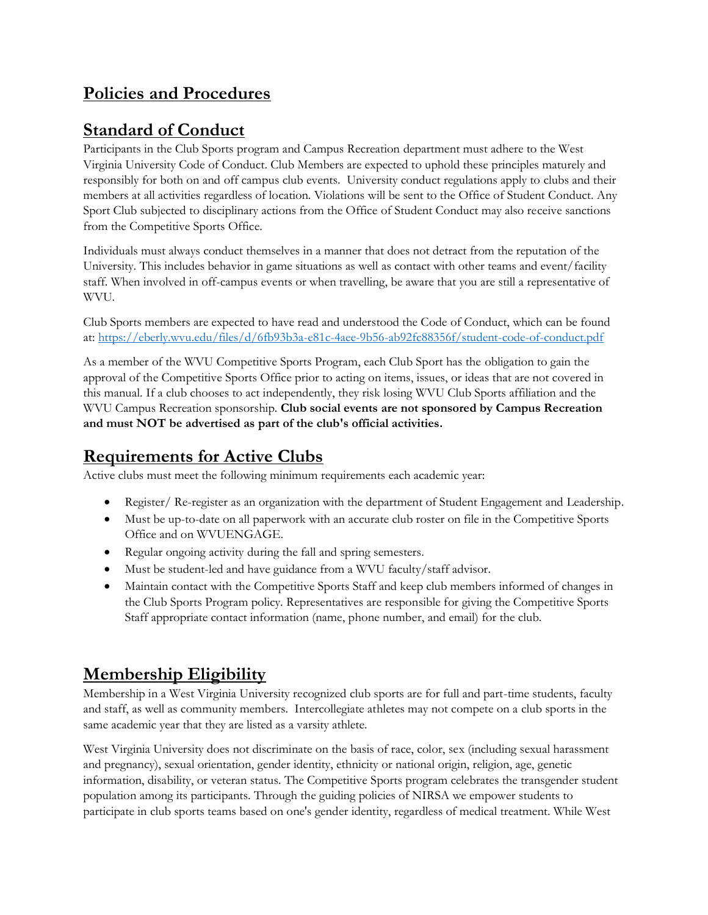# Policies and Procedures

## Standard of Conduct

Participants in the Club Sports program and Campus Recreation department must adhere to the West Virginia University Code of Conduct. Club Members are expected to uphold these principles maturely and responsibly for both on and off campus club events. University conduct regulations apply to clubs and their members at all activities regardless of location. Violations will be sent to the Office of Student Conduct. Any Sport Club subjected to disciplinary actions from the Office of Student Conduct may also receive sanctions from the Competitive Sports Office.

Individuals must always conduct themselves in a manner that does not detract from the reputation of the University. This includes behavior in game situations as well as contact with other teams and event/facility staff. When involved in off-campus events or when travelling, be aware that you are still a representative of WVU.

Club Sports members are expected to have read and understood the Code of Conduct, which can be found at: https://eberly.wvu.edu/files/d/6fb93b3a-e81c-4aee-9b56-ab92fc88356f/student-code-of-conduct.pdf

As a member of the WVU Competitive Sports Program, each Club Sport has the obligation to gain the approval of the Competitive Sports Office prior to acting on items, issues, or ideas that are not covered in this manual. If a club chooses to act independently, they risk losing WVU Club Sports affiliation and the WVU Campus Recreation sponsorship. **Club social events are not sponsored by Campus Recreation and must NOT be advertised as part of the club's official activities.**

## Requirements for Active Clubs

Active clubs must meet the following minimum requirements each academic year:

- Register/ Re-register as an organization with the department of Student Engagement and Leadership.
- Must be up-to-date on all paperwork with an accurate club roster on file in the Competitive Sports Office and on WVUENGAGE.
- Regular ongoing activity during the fall and spring semesters.
- Must be student-led and have guidance from a WVU faculty/staff advisor.
- Maintain contact with the Competitive Sports Staff and keep club members informed of changes in the Club Sports Program policy. Representatives are responsible for giving the Competitive Sports Staff appropriate contact information (name, phone number, and email) for the club.

## Membership Eligibility

Membership in a West Virginia University recognized club sports are for full and part-time students, faculty and staff, as well as community members. Intercollegiate athletes may not compete on a club sports in the same academic year that they are listed as a varsity athlete.

West Virginia University does not discriminate on the basis of race, color, sex (including sexual harassment and pregnancy), sexual orientation, gender identity, ethnicity or national origin, religion, age, genetic information, disability, or veteran status. The Competitive Sports program celebrates the transgender student population among its participants. Through the guiding policies of NIRSA we empower students to participate in club sports teams based on one's gender identity, regardless of medical treatment. While West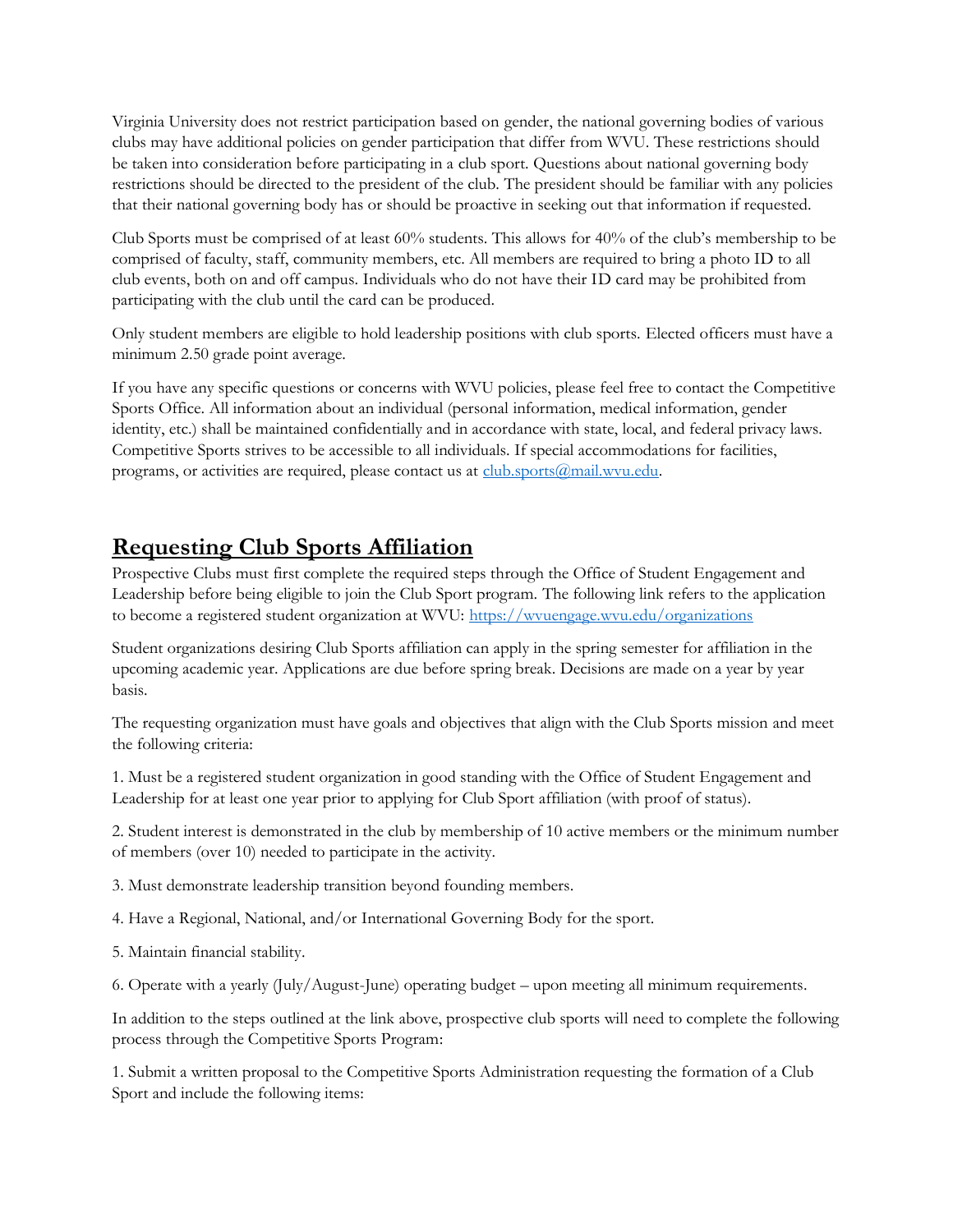Virginia University does not restrict participation based on gender, the national governing bodies of various clubs may have additional policies on gender participation that differ from WVU. These restrictions should be taken into consideration before participating in a club sport. Questions about national governing body restrictions should be directed to the president of the club. The president should be familiar with any policies that their national governing body has or should be proactive in seeking out that information if requested.

Club Sports must be comprised of at least 60% students. This allows for 40% of the club's membership to be comprised of faculty, staff, community members, etc. All members are required to bring a photo ID to all club events, both on and off campus. Individuals who do not have their ID card may be prohibited from participating with the club until the card can be produced.

Only student members are eligible to hold leadership positions with club sports. Elected officers must have a minimum 2.50 grade point average.

If you have any specific questions or concerns with WVU policies, please feel free to contact the Competitive Sports Office. All information about an individual (personal information, medical information, gender identity, etc.) shall be maintained confidentially and in accordance with state, local, and federal privacy laws. Competitive Sports strives to be accessible to all individuals. If special accommodations for facilities, programs, or activities are required, please contact us at club.sports@mail.wvu.edu.

## Requesting Club Sports Affiliation

Prospective Clubs must first complete the required steps through the Office of Student Engagement and Leadership before being eligible to join the Club Sport program. The following link refers to the application to become a registered student organization at WVU: https://wvuengage.wvu.edu/organizations

Student organizations desiring Club Sports affiliation can apply in the spring semester for affiliation in the upcoming academic year. Applications are due before spring break. Decisions are made on a year by year basis.

The requesting organization must have goals and objectives that align with the Club Sports mission and meet the following criteria:

1. Must be a registered student organization in good standing with the Office of Student Engagement and Leadership for at least one year prior to applying for Club Sport affiliation (with proof of status).

2. Student interest is demonstrated in the club by membership of 10 active members or the minimum number of members (over 10) needed to participate in the activity.

3. Must demonstrate leadership transition beyond founding members.

4. Have a Regional, National, and/or International Governing Body for the sport.

5. Maintain financial stability.

6. Operate with a yearly (July/August-June) operating budget – upon meeting all minimum requirements.

In addition to the steps outlined at the link above, prospective club sports will need to complete the following process through the Competitive Sports Program:

1. Submit a written proposal to the Competitive Sports Administration requesting the formation of a Club Sport and include the following items: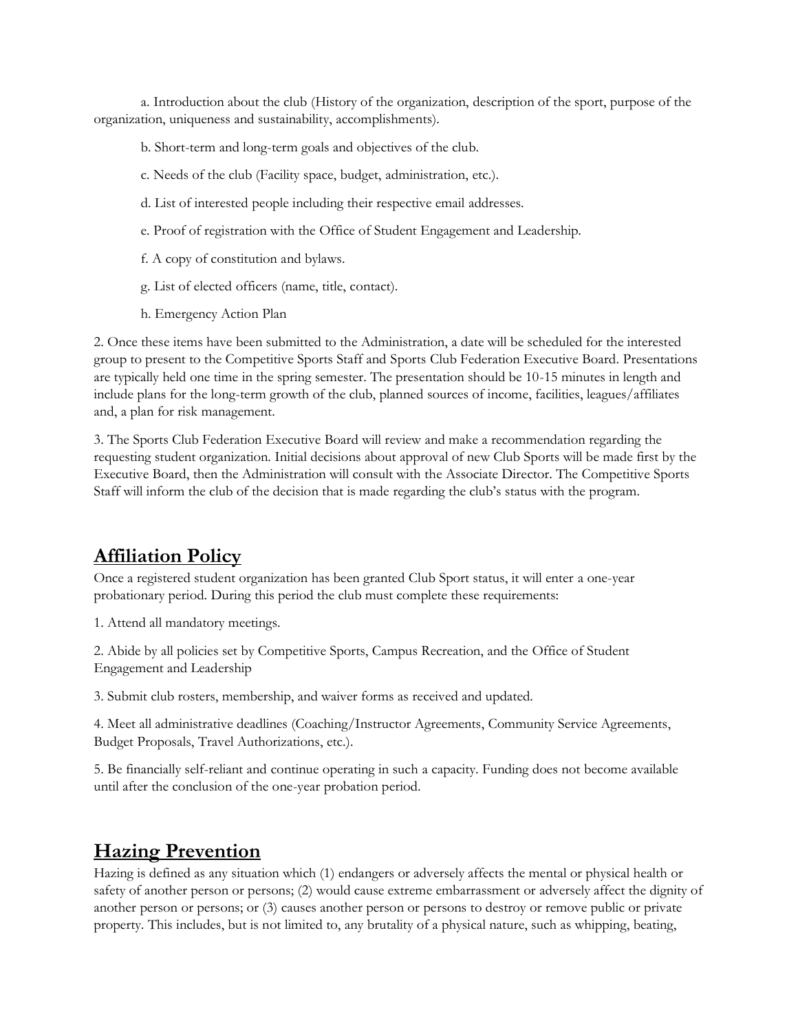a. Introduction about the club (History of the organization, description of the sport, purpose of the organization, uniqueness and sustainability, accomplishments).

b. Short-term and long-term goals and objectives of the club.

c. Needs of the club (Facility space, budget, administration, etc.).

d. List of interested people including their respective email addresses.

e. Proof of registration with the Office of Student Engagement and Leadership.

f. A copy of constitution and bylaws.

g. List of elected officers (name, title, contact).

h. Emergency Action Plan

2. Once these items have been submitted to the Administration, a date will be scheduled for the interested group to present to the Competitive Sports Staff and Sports Club Federation Executive Board. Presentations are typically held one time in the spring semester. The presentation should be 10-15 minutes in length and include plans for the long-term growth of the club, planned sources of income, facilities, leagues/affiliates and, a plan for risk management.

3. The Sports Club Federation Executive Board will review and make a recommendation regarding the requesting student organization. Initial decisions about approval of new Club Sports will be made first by the Executive Board, then the Administration will consult with the Associate Director. The Competitive Sports Staff will inform the club of the decision that is made regarding the club's status with the program.

## Affiliation Policy

Once a registered student organization has been granted Club Sport status, it will enter a one-year probationary period. During this period the club must complete these requirements:

1. Attend all mandatory meetings.

2. Abide by all policies set by Competitive Sports, Campus Recreation, and the Office of Student Engagement and Leadership

3. Submit club rosters, membership, and waiver forms as received and updated.

4. Meet all administrative deadlines (Coaching/Instructor Agreements, Community Service Agreements, Budget Proposals, Travel Authorizations, etc.).

5. Be financially self-reliant and continue operating in such a capacity. Funding does not become available until after the conclusion of the one-year probation period.

## Hazing Prevention

Hazing is defined as any situation which (1) endangers or adversely affects the mental or physical health or safety of another person or persons; (2) would cause extreme embarrassment or adversely affect the dignity of another person or persons; or (3) causes another person or persons to destroy or remove public or private property. This includes, but is not limited to, any brutality of a physical nature, such as whipping, beating,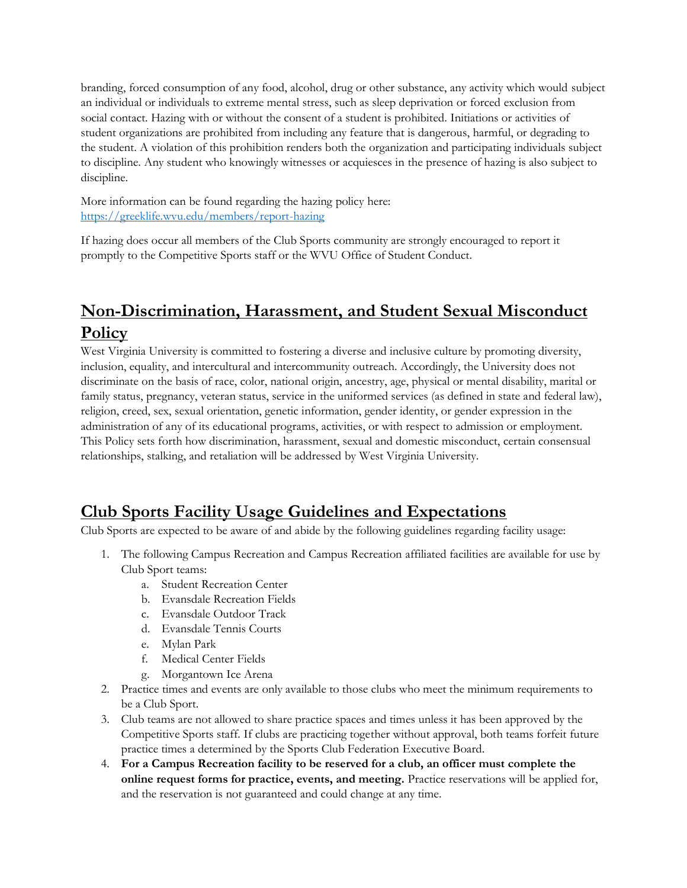branding, forced consumption of any food, alcohol, drug or other substance, any activity which would subject an individual or individuals to extreme mental stress, such as sleep deprivation or forced exclusion from social contact. Hazing with or without the consent of a student is prohibited. Initiations or activities of student organizations are prohibited from including any feature that is dangerous, harmful, or degrading to the student. A violation of this prohibition renders both the organization and participating individuals subject to discipline. Any student who knowingly witnesses or acquiesces in the presence of hazing is also subject to discipline.

More information can be found regarding the hazing policy here: [https://greeklife.wvu.edu/members/report-hazing](https://greeklife.wvu.edu/members/report-hazing)

If hazing does occur all members of the Club Sports community are strongly encouraged to report it promptly to the Competitive Sports staff or the WVU Office of Student Conduct.

## Non-Discrimination, Harassment, and Student Sexual Misconduct Policy

West Virginia University is committed to fostering a diverse and inclusive culture by promoting diversity, inclusion, equality, and intercultural and intercommunity outreach. Accordingly, the University does not discriminate on the basis of race, color, national origin, ancestry, age, physical or mental disability, marital or family status, pregnancy, veteran status, service in the uniformed services (as defined in state and federal law), religion, creed, sex, sexual orientation, genetic information, gender identity, or gender expression in the administration of any of its educational programs, activities, or with respect to admission or employment. This Policy sets forth how discrimination, harassment, sexual and domestic misconduct, certain consensual relationships, stalking, and retaliation will be addressed by West Virginia University.

## Club Sports Facility Usage Guidelines and Expectations

Club Sports are expected to be aware of and abide by the following guidelines regarding facility usage:

1. The following Campus Recreation and Campus Recreation affiliated facilities are available for use by Club Sport teams:
   a. Student Recreation Center
   b. Evansdale Recreation Fields
   c. Evansdale Outdoor Track
   d. Evansdale Tennis Courts
   e. Mylan Park
   f. Medical Center Fields
   g. Morgantown Ice Arena
2. Practice times and events are only available to those clubs who meet the minimum requirements to be a Club Sport.
3. Club teams are not allowed to share practice spaces and times unless it has been approved by the Competitive Sports staff. If clubs are practicing together without approval, both teams forfeit future practice times a determined by the Sports Club Federation Executive Board.
4. **For a Campus Recreation facility to be reserved for a club, an officer must complete the online request forms for practice, events, and meeting.** Practice reservations will be applied for, and the reservation is not guaranteed and could change at any time.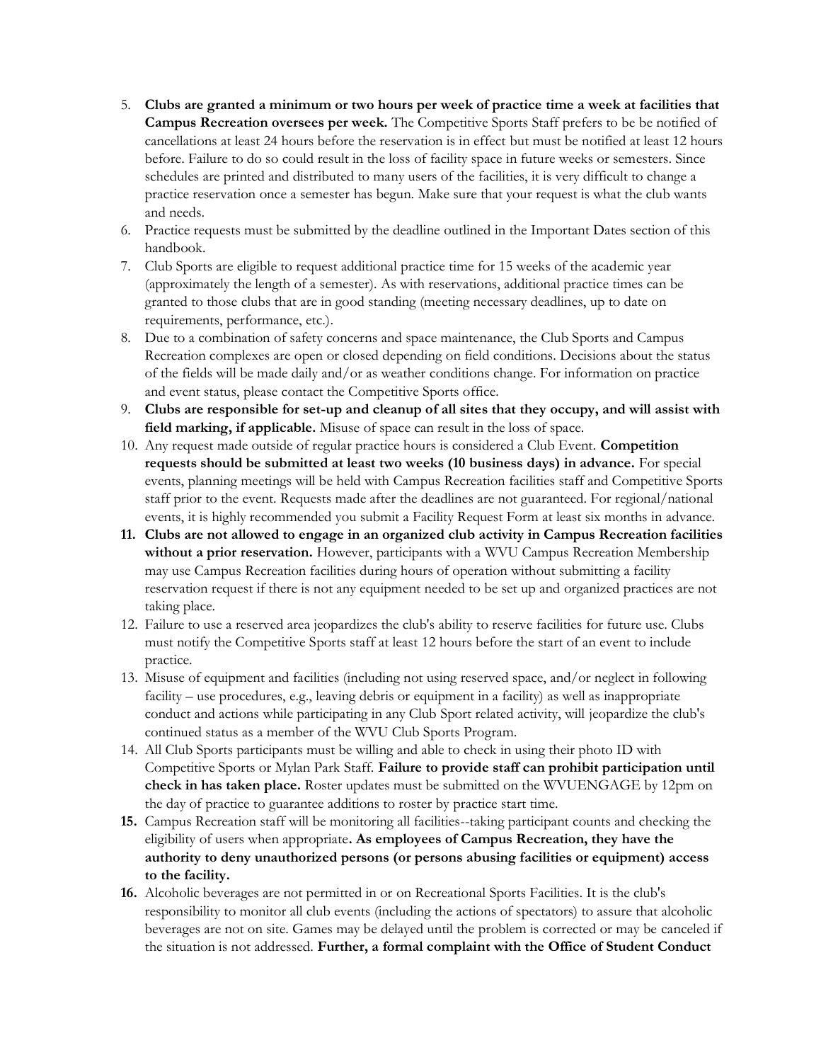5. **Clubs are granted a minimum or two hours per week of practice time a week at facilities that Campus Recreation oversees per week.** The Competitive Sports Staff prefers to be be notified of cancellations at least 24 hours before the reservation is in effect but must be notified at least 12 hours before. Failure to do so could result in the loss of facility space in future weeks or semesters. Since schedules are printed and distributed to many users of the facilities, it is very difficult to change a practice reservation once a semester has begun. Make sure that your request is what the club wants and needs.
6. Practice requests must be submitted by the deadline outlined in the Important Dates section of this handbook.
7. Club Sports are eligible to request additional practice time for 15 weeks of the academic year (approximately the length of a semester). As with reservations, additional practice times can be granted to those clubs that are in good standing (meeting necessary deadlines, up to date on requirements, performance, etc.).
8. Due to a combination of safety concerns and space maintenance, the Club Sports and Campus Recreation complexes are open or closed depending on field conditions. Decisions about the status of the fields will be made daily and/or as weather conditions change. For information on practice and event status, please contact the Competitive Sports office.
9. **Clubs are responsible for set-up and cleanup of all sites that they occupy, and will assist with field marking, if applicable.** Misuse of space can result in the loss of space.
10. Any request made outside of regular practice hours is considered a Club Event. **Competition requests should be submitted at least two weeks (10 business days) in advance.** For special events, planning meetings will be held with Campus Recreation facilities staff and Competitive Sports staff prior to the event. Requests made after the deadlines are not guaranteed. For regional/national events, it is highly recommended you submit a Facility Request Form at least six months in advance.
11. **Clubs are not allowed to engage in an organized club activity in Campus Recreation facilities without a prior reservation.** However, participants with a WVU Campus Recreation Membership may use Campus Recreation facilities during hours of operation without submitting a facility reservation request if there is not any equipment needed to be set up and organized practices are not taking place.
12. Failure to use a reserved area jeopardizes the club's ability to reserve facilities for future use. Clubs must notify the Competitive Sports staff at least 12 hours before the start of an event to include practice.
13. Misuse of equipment and facilities (including not using reserved space, and/or neglect in following facility – use procedures, e.g., leaving debris or equipment in a facility) as well as inappropriate conduct and actions while participating in any Club Sport related activity, will jeopardize the club's continued status as a member of the WVU Club Sports Program.
14. All Club Sports participants must be willing and able to check in using their photo ID with Competitive Sports or Mylan Park Staff. **Failure to provide staff can prohibit participation until check in has taken place.** Roster updates must be submitted on the WVUENGAGE by 12pm on the day of practice to guarantee additions to roster by practice start time.
15. Campus Recreation staff will be monitoring all facilities--taking participant counts and checking the eligibility of users when appropriate**. As employees of Campus Recreation, they have the authority to deny unauthorized persons (or persons abusing facilities or equipment) access to the facility.**
16. Alcoholic beverages are not permitted in or on Recreational Sports Facilities. It is the club's responsibility to monitor all club events (including the actions of spectators) to assure that alcoholic beverages are not on site. Games may be delayed until the problem is corrected or may be canceled if the situation is not addressed. **Further, a formal complaint with the Office of Student Conduct**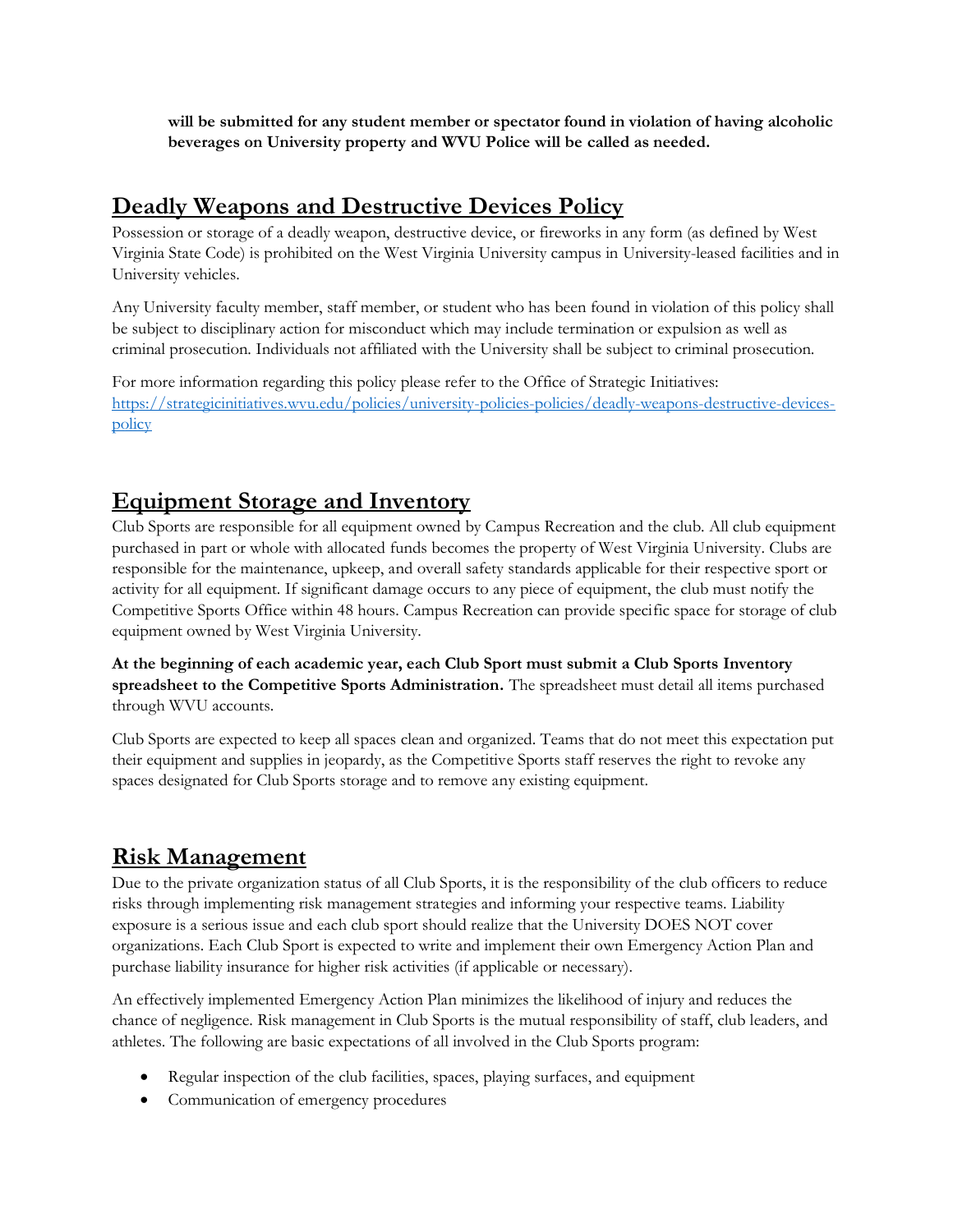**will be submitted for any student member or spectator found in violation of having alcoholic beverages on University property and WVU Police will be called as needed.**

## Deadly Weapons and Destructive Devices Policy

Possession or storage of a deadly weapon, destructive device, or fireworks in any form (as defined by West Virginia State Code) is prohibited on the West Virginia University campus in University-leased facilities and in University vehicles.

Any University faculty member, staff member, or student who has been found in violation of this policy shall be subject to disciplinary action for misconduct which may include termination or expulsion as well as criminal prosecution. Individuals not affiliated with the University shall be subject to criminal prosecution.

For more information regarding this policy please refer to the Office of Strategic Initiatives: https://strategicinitiatives.wvu.edu/policies/university-policies-policies/deadly-weapons-destructive-devices-policy

## Equipment Storage and Inventory

Club Sports are responsible for all equipment owned by Campus Recreation and the club. All club equipment purchased in part or whole with allocated funds becomes the property of West Virginia University. Clubs are responsible for the maintenance, upkeep, and overall safety standards applicable for their respective sport or activity for all equipment. If significant damage occurs to any piece of equipment, the club must notify the Competitive Sports Office within 48 hours. Campus Recreation can provide specific space for storage of club equipment owned by West Virginia University.

**At the beginning of each academic year, each Club Sport must submit a Club Sports Inventory spreadsheet to the Competitive Sports Administration.** The spreadsheet must detail all items purchased through WVU accounts.

Club Sports are expected to keep all spaces clean and organized. Teams that do not meet this expectation put their equipment and supplies in jeopardy, as the Competitive Sports staff reserves the right to revoke any spaces designated for Club Sports storage and to remove any existing equipment.

## Risk Management

Due to the private organization status of all Club Sports, it is the responsibility of the club officers to reduce risks through implementing risk management strategies and informing your respective teams. Liability exposure is a serious issue and each club sport should realize that the University DOES NOT cover organizations. Each Club Sport is expected to write and implement their own Emergency Action Plan and purchase liability insurance for higher risk activities (if applicable or necessary).

An effectively implemented Emergency Action Plan minimizes the likelihood of injury and reduces the chance of negligence. Risk management in Club Sports is the mutual responsibility of staff, club leaders, and athletes. The following are basic expectations of all involved in the Club Sports program:

- Regular inspection of the club facilities, spaces, playing surfaces, and equipment
- Communication of emergency procedures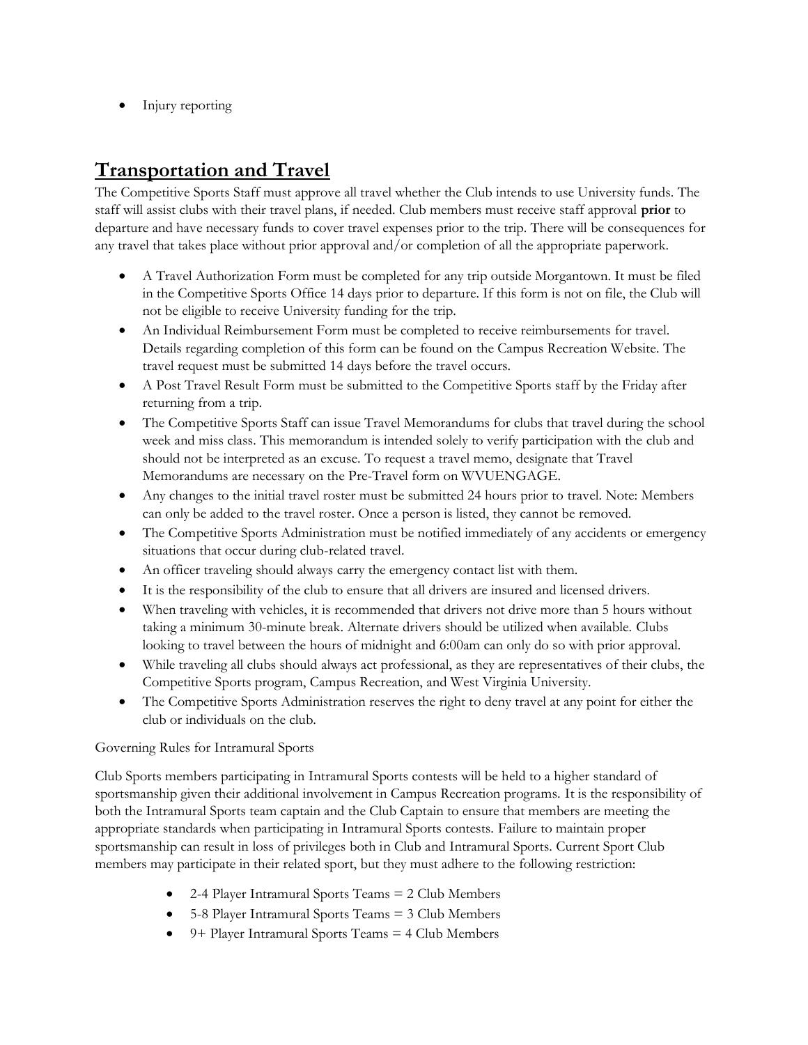- Injury reporting

## Transportation and Travel

The Competitive Sports Staff must approve all travel whether the Club intends to use University funds. The staff will assist clubs with their travel plans, if needed. Club members must receive staff approval **prior** to departure and have necessary funds to cover travel expenses prior to the trip. There will be consequences for any travel that takes place without prior approval and/or completion of all the appropriate paperwork.

- A Travel Authorization Form must be completed for any trip outside Morgantown. It must be filed in the Competitive Sports Office 14 days prior to departure. If this form is not on file, the Club will not be eligible to receive University funding for the trip.
- An Individual Reimbursement Form must be completed to receive reimbursements for travel. Details regarding completion of this form can be found on the Campus Recreation Website. The travel request must be submitted 14 days before the travel occurs.
- A Post Travel Result Form must be submitted to the Competitive Sports staff by the Friday after returning from a trip.
- The Competitive Sports Staff can issue Travel Memorandums for clubs that travel during the school week and miss class. This memorandum is intended solely to verify participation with the club and should not be interpreted as an excuse. To request a travel memo, designate that Travel Memorandums are necessary on the Pre-Travel form on WVUENGAGE.
- Any changes to the initial travel roster must be submitted 24 hours prior to travel. Note: Members can only be added to the travel roster. Once a person is listed, they cannot be removed.
- The Competitive Sports Administration must be notified immediately of any accidents or emergency situations that occur during club-related travel.
- An officer traveling should always carry the emergency contact list with them.
- It is the responsibility of the club to ensure that all drivers are insured and licensed drivers.
- When traveling with vehicles, it is recommended that drivers not drive more than 5 hours without taking a minimum 30-minute break. Alternate drivers should be utilized when available. Clubs looking to travel between the hours of midnight and 6:00am can only do so with prior approval.
- While traveling all clubs should always act professional, as they are representatives of their clubs, the Competitive Sports program, Campus Recreation, and West Virginia University.
- The Competitive Sports Administration reserves the right to deny travel at any point for either the club or individuals on the club.

Governing Rules for Intramural Sports

Club Sports members participating in Intramural Sports contests will be held to a higher standard of sportsmanship given their additional involvement in Campus Recreation programs. It is the responsibility of both the Intramural Sports team captain and the Club Captain to ensure that members are meeting the appropriate standards when participating in Intramural Sports contests. Failure to maintain proper sportsmanship can result in loss of privileges both in Club and Intramural Sports. Current Sport Club members may participate in their related sport, but they must adhere to the following restriction:

- 2-4 Player Intramural Sports Teams = 2 Club Members
- 5-8 Player Intramural Sports Teams = 3 Club Members
- 9+ Player Intramural Sports Teams = 4 Club Members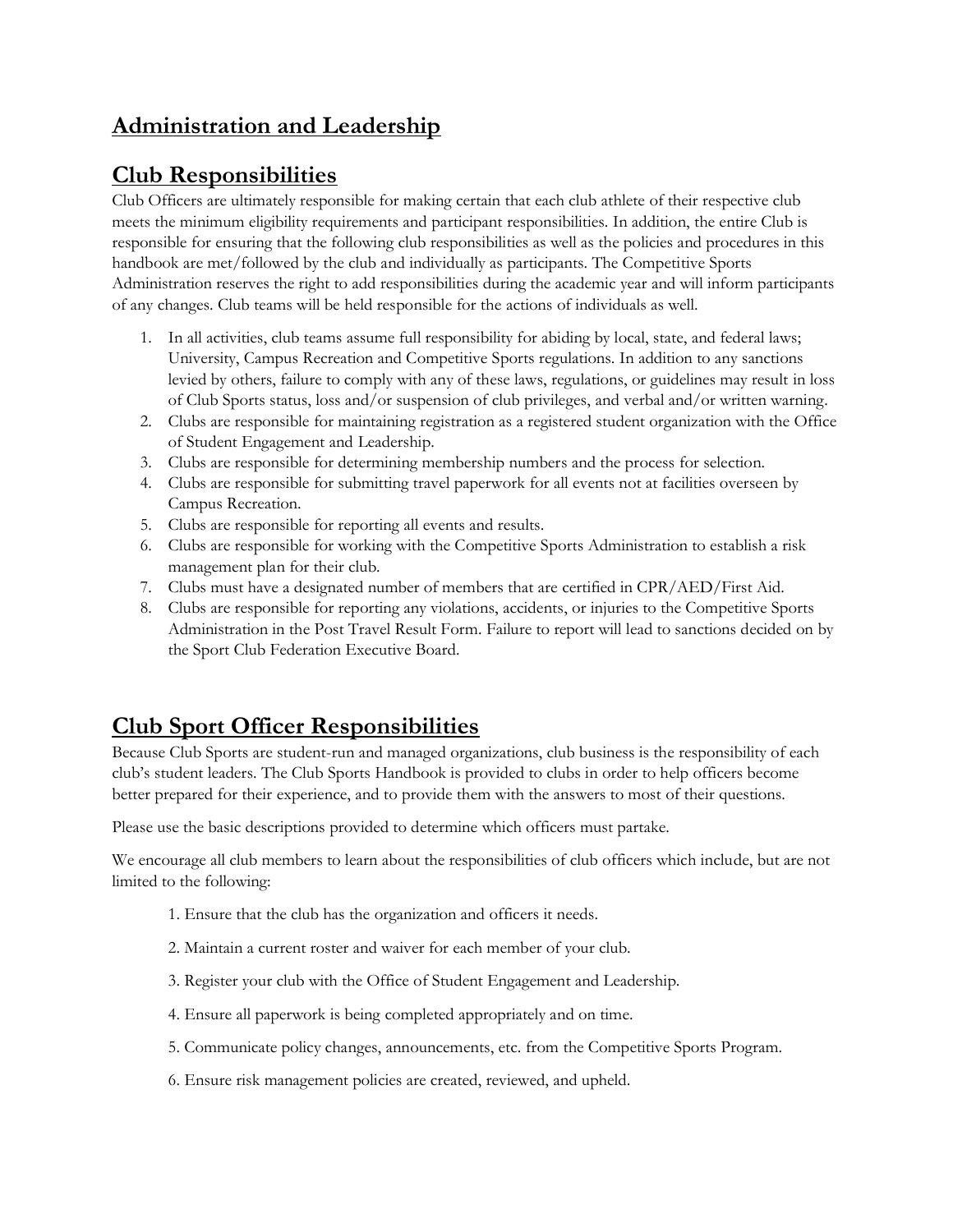# Administration and Leadership

## Club Responsibilities

Club Officers are ultimately responsible for making certain that each club athlete of their respective club meets the minimum eligibility requirements and participant responsibilities. In addition, the entire Club is responsible for ensuring that the following club responsibilities as well as the policies and procedures in this handbook are met/followed by the club and individually as participants. The Competitive Sports Administration reserves the right to add responsibilities during the academic year and will inform participants of any changes. Club teams will be held responsible for the actions of individuals as well.

1. In all activities, club teams assume full responsibility for abiding by local, state, and federal laws; University, Campus Recreation and Competitive Sports regulations. In addition to any sanctions levied by others, failure to comply with any of these laws, regulations, or guidelines may result in loss of Club Sports status, loss and/or suspension of club privileges, and verbal and/or written warning.
2. Clubs are responsible for maintaining registration as a registered student organization with the Office of Student Engagement and Leadership.
3. Clubs are responsible for determining membership numbers and the process for selection.
4. Clubs are responsible for submitting travel paperwork for all events not at facilities overseen by Campus Recreation.
5. Clubs are responsible for reporting all events and results.
6. Clubs are responsible for working with the Competitive Sports Administration to establish a risk management plan for their club.
7. Clubs must have a designated number of members that are certified in CPR/AED/First Aid.
8. Clubs are responsible for reporting any violations, accidents, or injuries to the Competitive Sports Administration in the Post Travel Result Form. Failure to report will lead to sanctions decided on by the Sport Club Federation Executive Board.

## Club Sport Officer Responsibilities

Because Club Sports are student-run and managed organizations, club business is the responsibility of each club's student leaders. The Club Sports Handbook is provided to clubs in order to help officers become better prepared for their experience, and to provide them with the answers to most of their questions.

Please use the basic descriptions provided to determine which officers must partake.

We encourage all club members to learn about the responsibilities of club officers which include, but are not limited to the following:

1. Ensure that the club has the organization and officers it needs.
2. Maintain a current roster and waiver for each member of your club.
3. Register your club with the Office of Student Engagement and Leadership.
4. Ensure all paperwork is being completed appropriately and on time.
5. Communicate policy changes, announcements, etc. from the Competitive Sports Program.
6. Ensure risk management policies are created, reviewed, and upheld.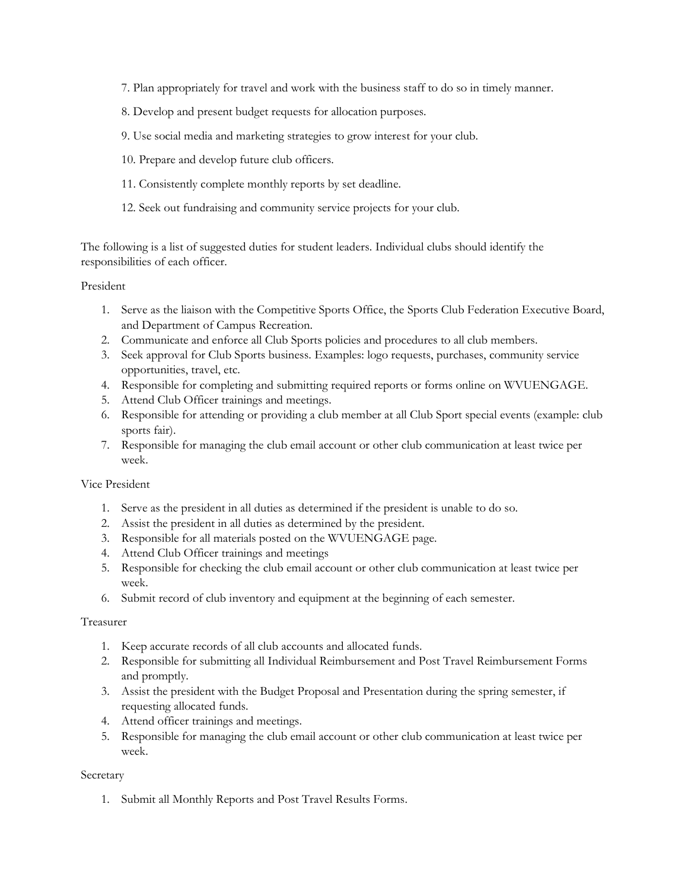7. Plan appropriately for travel and work with the business staff to do so in timely manner.

8. Develop and present budget requests for allocation purposes.

9. Use social media and marketing strategies to grow interest for your club.

10. Prepare and develop future club officers.

11. Consistently complete monthly reports by set deadline.

12. Seek out fundraising and community service projects for your club.

The following is a list of suggested duties for student leaders. Individual clubs should identify the responsibilities of each officer.

President

1. Serve as the liaison with the Competitive Sports Office, the Sports Club Federation Executive Board, and Department of Campus Recreation.
2. Communicate and enforce all Club Sports policies and procedures to all club members.
3. Seek approval for Club Sports business. Examples: logo requests, purchases, community service opportunities, travel, etc.
4. Responsible for completing and submitting required reports or forms online on WVUENGAGE.
5. Attend Club Officer trainings and meetings.
6. Responsible for attending or providing a club member at all Club Sport special events (example: club sports fair).
7. Responsible for managing the club email account or other club communication at least twice per week.

Vice President

1. Serve as the president in all duties as determined if the president is unable to do so.
2. Assist the president in all duties as determined by the president.
3. Responsible for all materials posted on the WVUENGAGE page.
4. Attend Club Officer trainings and meetings
5. Responsible for checking the club email account or other club communication at least twice per week.
6. Submit record of club inventory and equipment at the beginning of each semester.

Treasurer

1. Keep accurate records of all club accounts and allocated funds.
2. Responsible for submitting all Individual Reimbursement and Post Travel Reimbursement Forms and promptly.
3. Assist the president with the Budget Proposal and Presentation during the spring semester, if requesting allocated funds.
4. Attend officer trainings and meetings.
5. Responsible for managing the club email account or other club communication at least twice per week.

Secretary

1. Submit all Monthly Reports and Post Travel Results Forms.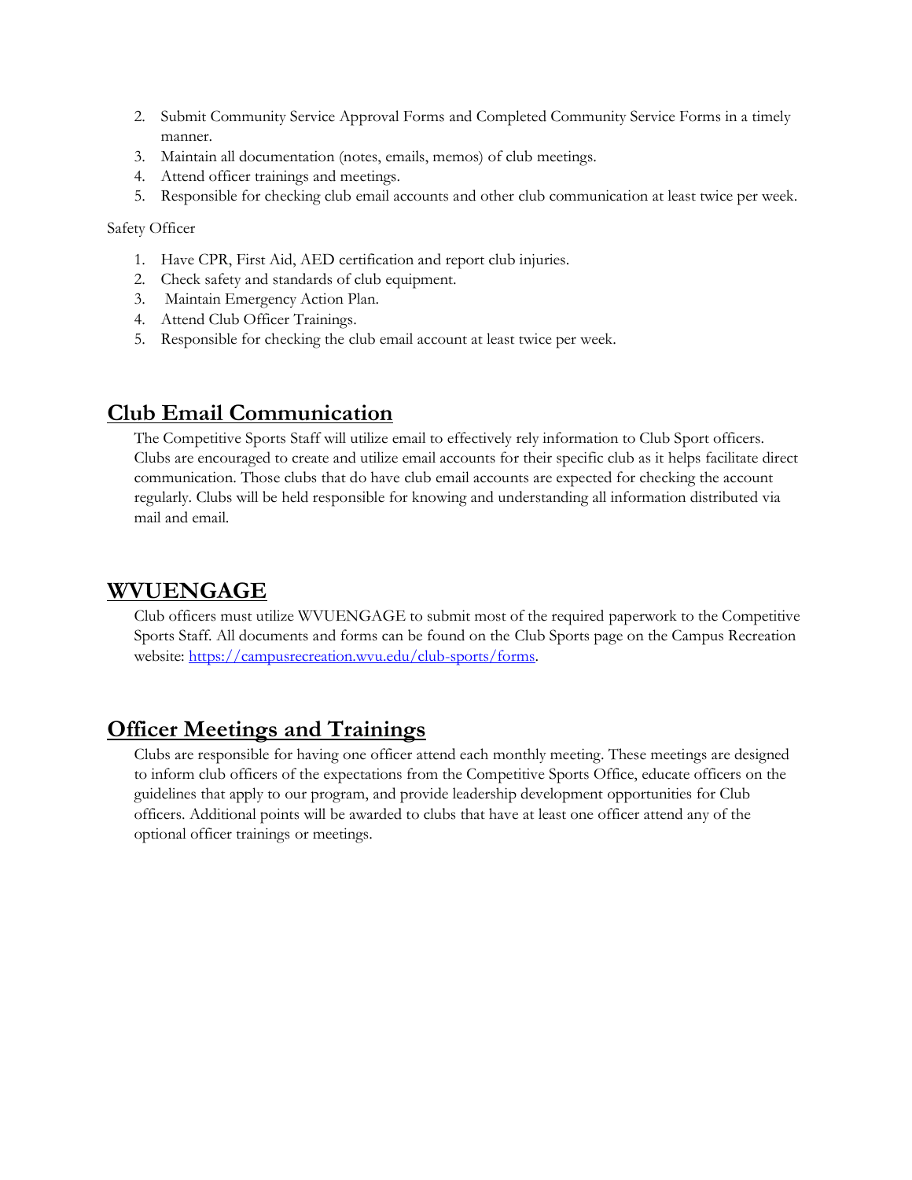2. Submit Community Service Approval Forms and Completed Community Service Forms in a timely manner.
3. Maintain all documentation (notes, emails, memos) of club meetings.
4. Attend officer trainings and meetings.
5. Responsible for checking club email accounts and other club communication at least twice per week.

Safety Officer

1. Have CPR, First Aid, AED certification and report club injuries.
2. Check safety and standards of club equipment.
3. Maintain Emergency Action Plan.
4. Attend Club Officer Trainings.
5. Responsible for checking the club email account at least twice per week.

## Club Email Communication

The Competitive Sports Staff will utilize email to effectively rely information to Club Sport officers. Clubs are encouraged to create and utilize email accounts for their specific club as it helps facilitate direct communication. Those clubs that do have club email accounts are expected for checking the account regularly. Clubs will be held responsible for knowing and understanding all information distributed via mail and email.

## WVUENGAGE

Club officers must utilize WVUENGAGE to submit most of the required paperwork to the Competitive Sports Staff. All documents and forms can be found on the Club Sports page on the Campus Recreation website: [https://campusrecreation.wvu.edu/club-sports/forms](https://campusrecreation.wvu.edu/club-sports/forms).

## Officer Meetings and Trainings

Clubs are responsible for having one officer attend each monthly meeting. These meetings are designed to inform club officers of the expectations from the Competitive Sports Office, educate officers on the guidelines that apply to our program, and provide leadership development opportunities for Club officers. Additional points will be awarded to clubs that have at least one officer attend any of the optional officer trainings or meetings.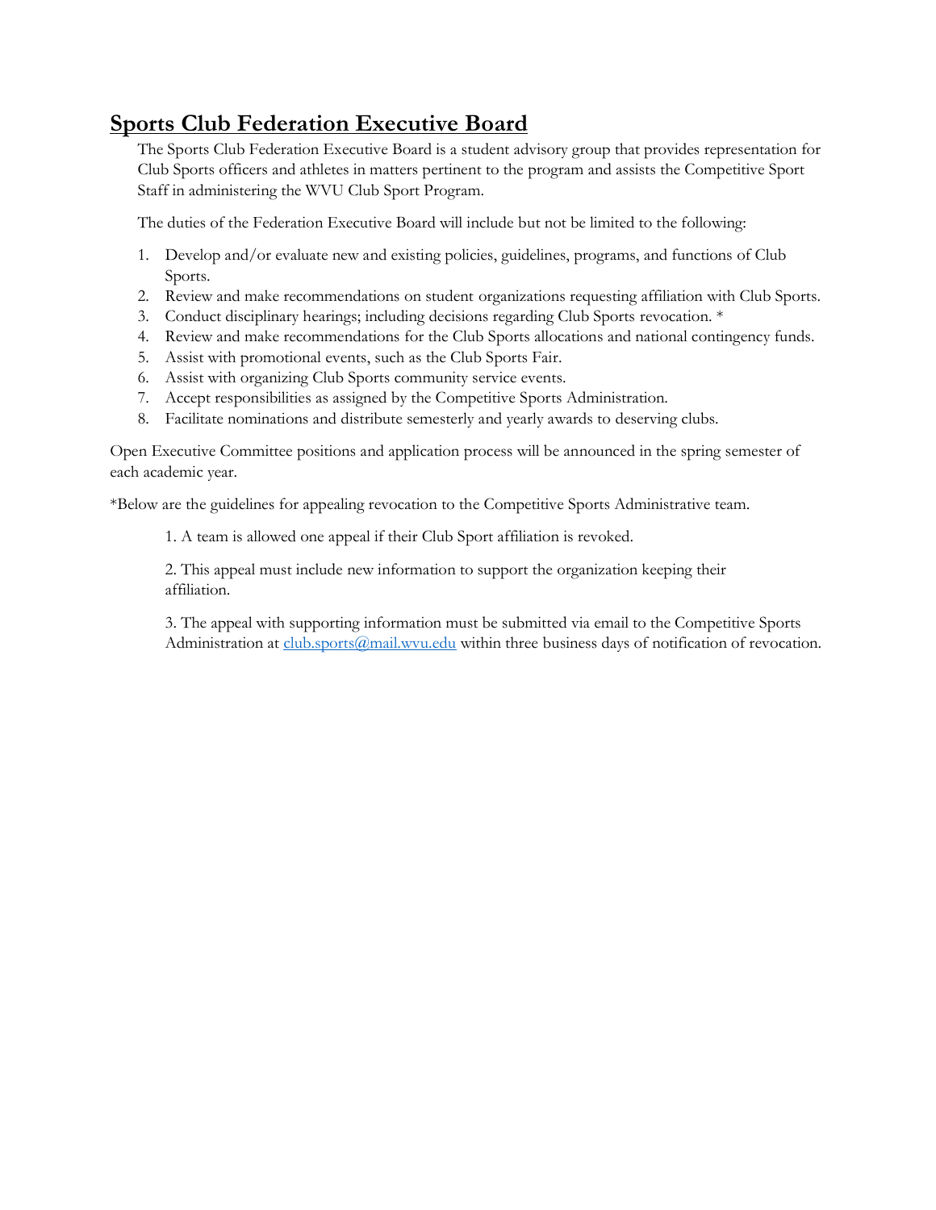## Sports Club Federation Executive Board

The Sports Club Federation Executive Board is a student advisory group that provides representation for Club Sports officers and athletes in matters pertinent to the program and assists the Competitive Sport Staff in administering the WVU Club Sport Program.

The duties of the Federation Executive Board will include but not be limited to the following:

1. Develop and/or evaluate new and existing policies, guidelines, programs, and functions of Club Sports.
2. Review and make recommendations on student organizations requesting affiliation with Club Sports.
3. Conduct disciplinary hearings; including decisions regarding Club Sports revocation. *
4. Review and make recommendations for the Club Sports allocations and national contingency funds.
5. Assist with promotional events, such as the Club Sports Fair.
6. Assist with organizing Club Sports community service events.
7. Accept responsibilities as assigned by the Competitive Sports Administration.
8. Facilitate nominations and distribute semesterly and yearly awards to deserving clubs.

Open Executive Committee positions and application process will be announced in the spring semester of each academic year.

*Below are the guidelines for appealing revocation to the Competitive Sports Administrative team.

1. A team is allowed one appeal if their Club Sport affiliation is revoked.

2. This appeal must include new information to support the organization keeping their affiliation.

3. The appeal with supporting information must be submitted via email to the Competitive Sports Administration at club.sports@mail.wvu.edu within three business days of notification of revocation.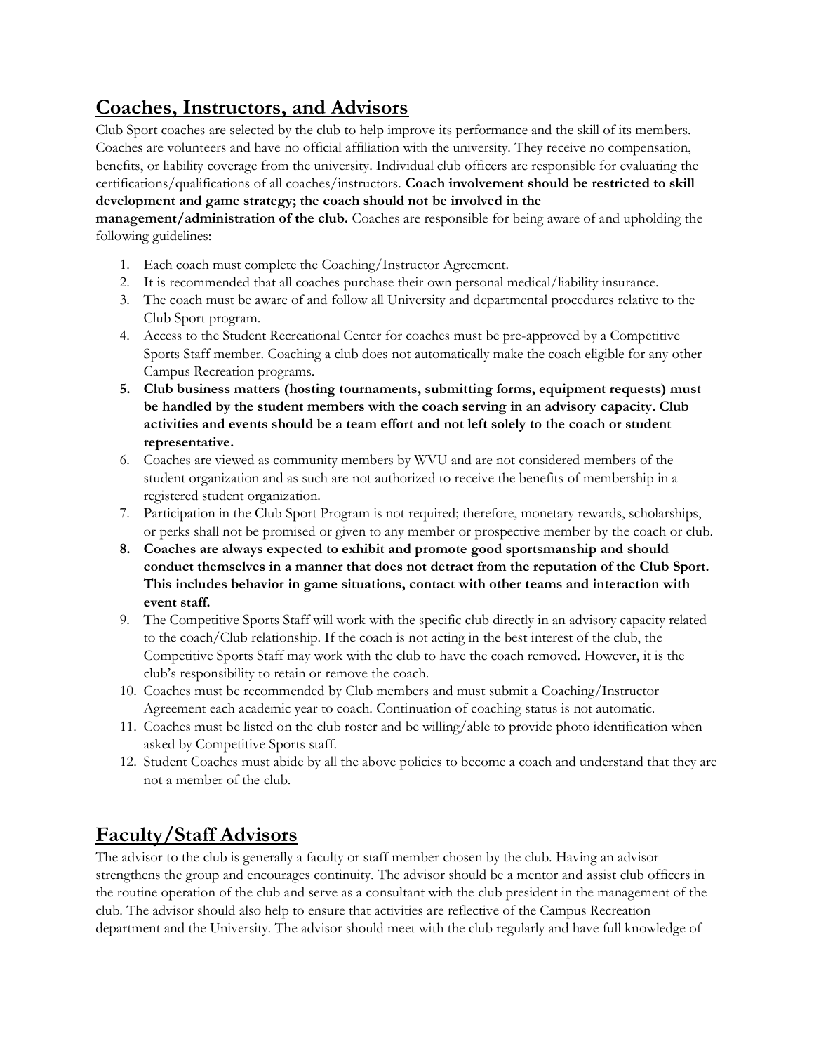## Coaches, Instructors, and Advisors

Club Sport coaches are selected by the club to help improve its performance and the skill of its members. Coaches are volunteers and have no official affiliation with the university. They receive no compensation, benefits, or liability coverage from the university. Individual club officers are responsible for evaluating the certifications/qualifications of all coaches/instructors. **Coach involvement should be restricted to skill development and game strategy; the coach should not be involved in the management/administration of the club.** Coaches are responsible for being aware of and upholding the following guidelines:

1. Each coach must complete the Coaching/Instructor Agreement.
2. It is recommended that all coaches purchase their own personal medical/liability insurance.
3. The coach must be aware of and follow all University and departmental procedures relative to the Club Sport program.
4. Access to the Student Recreational Center for coaches must be pre-approved by a Competitive Sports Staff member. Coaching a club does not automatically make the coach eligible for any other Campus Recreation programs.
5. **Club business matters (hosting tournaments, submitting forms, equipment requests) must be handled by the student members with the coach serving in an advisory capacity. Club activities and events should be a team effort and not left solely to the coach or student representative.**
6. Coaches are viewed as community members by WVU and are not considered members of the student organization and as such are not authorized to receive the benefits of membership in a registered student organization.
7. Participation in the Club Sport Program is not required; therefore, monetary rewards, scholarships, or perks shall not be promised or given to any member or prospective member by the coach or club.
8. **Coaches are always expected to exhibit and promote good sportsmanship and should conduct themselves in a manner that does not detract from the reputation of the Club Sport. This includes behavior in game situations, contact with other teams and interaction with event staff.**
9. The Competitive Sports Staff will work with the specific club directly in an advisory capacity related to the coach/Club relationship. If the coach is not acting in the best interest of the club, the Competitive Sports Staff may work with the club to have the coach removed. However, it is the club's responsibility to retain or remove the coach.
10. Coaches must be recommended by Club members and must submit a Coaching/Instructor Agreement each academic year to coach. Continuation of coaching status is not automatic.
11. Coaches must be listed on the club roster and be willing/able to provide photo identification when asked by Competitive Sports staff.
12. Student Coaches must abide by all the above policies to become a coach and understand that they are not a member of the club.

## Faculty/Staff Advisors

The advisor to the club is generally a faculty or staff member chosen by the club. Having an advisor strengthens the group and encourages continuity. The advisor should be a mentor and assist club officers in the routine operation of the club and serve as a consultant with the club president in the management of the club. The advisor should also help to ensure that activities are reflective of the Campus Recreation department and the University. The advisor should meet with the club regularly and have full knowledge of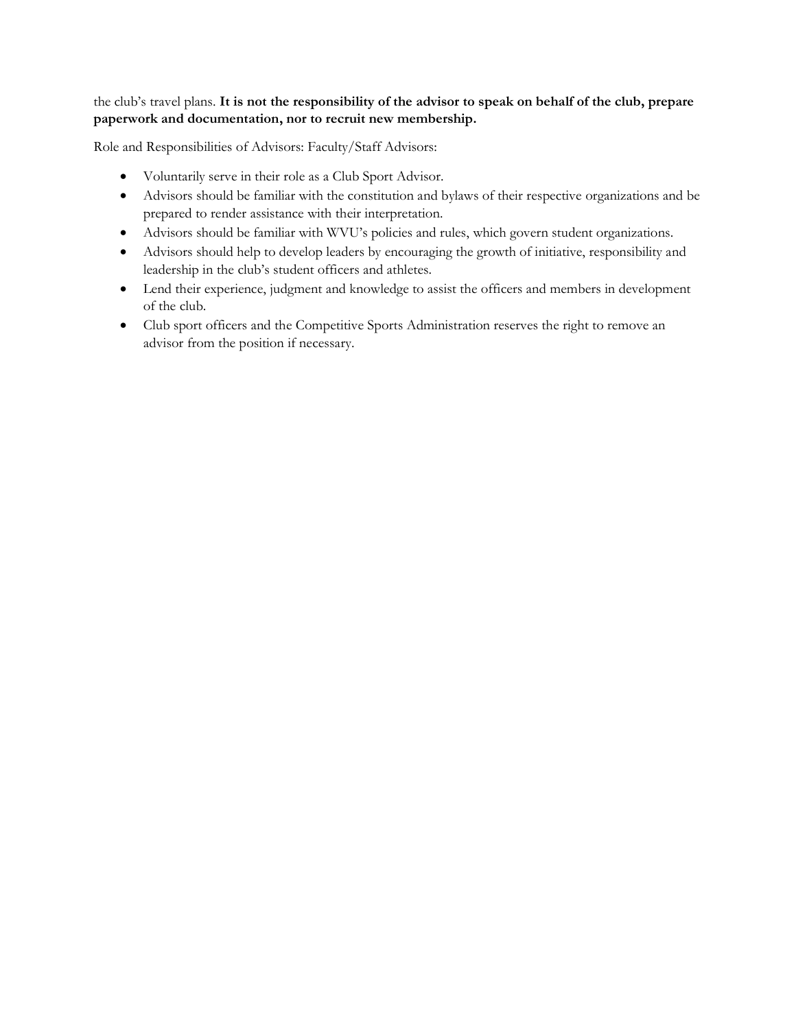the club's travel plans. **It is not the responsibility of the advisor to speak on behalf of the club, prepare paperwork and documentation, nor to recruit new membership.**

Role and Responsibilities of Advisors: Faculty/Staff Advisors:

- Voluntarily serve in their role as a Club Sport Advisor.
- Advisors should be familiar with the constitution and bylaws of their respective organizations and be prepared to render assistance with their interpretation.
- Advisors should be familiar with WVU's policies and rules, which govern student organizations.
- Advisors should help to develop leaders by encouraging the growth of initiative, responsibility and leadership in the club's student officers and athletes.
- Lend their experience, judgment and knowledge to assist the officers and members in development of the club.
- Club sport officers and the Competitive Sports Administration reserves the right to remove an advisor from the position if necessary.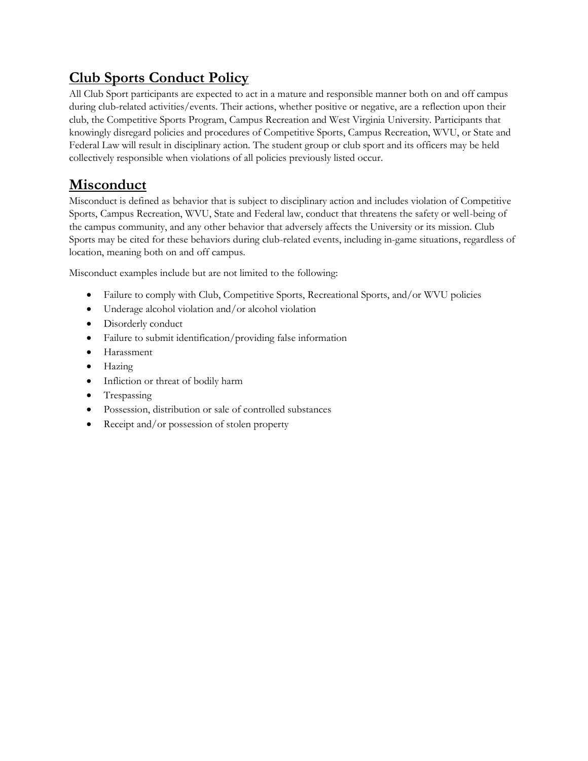## Club Sports Conduct Policy

All Club Sport participants are expected to act in a mature and responsible manner both on and off campus during club-related activities/events. Their actions, whether positive or negative, are a reflection upon their club, the Competitive Sports Program, Campus Recreation and West Virginia University. Participants that knowingly disregard policies and procedures of Competitive Sports, Campus Recreation, WVU, or State and Federal Law will result in disciplinary action. The student group or club sport and its officers may be held collectively responsible when violations of all policies previously listed occur.

## Misconduct

Misconduct is defined as behavior that is subject to disciplinary action and includes violation of Competitive Sports, Campus Recreation, WVU, State and Federal law, conduct that threatens the safety or well-being of the campus community, and any other behavior that adversely affects the University or its mission. Club Sports may be cited for these behaviors during club-related events, including in-game situations, regardless of location, meaning both on and off campus.

Misconduct examples include but are not limited to the following:

- Failure to comply with Club, Competitive Sports, Recreational Sports, and/or WVU policies
- Underage alcohol violation and/or alcohol violation
- Disorderly conduct
- Failure to submit identification/providing false information
- Harassment
- Hazing
- Infliction or threat of bodily harm
- Trespassing
- Possession, distribution or sale of controlled substances
- Receipt and/or possession of stolen property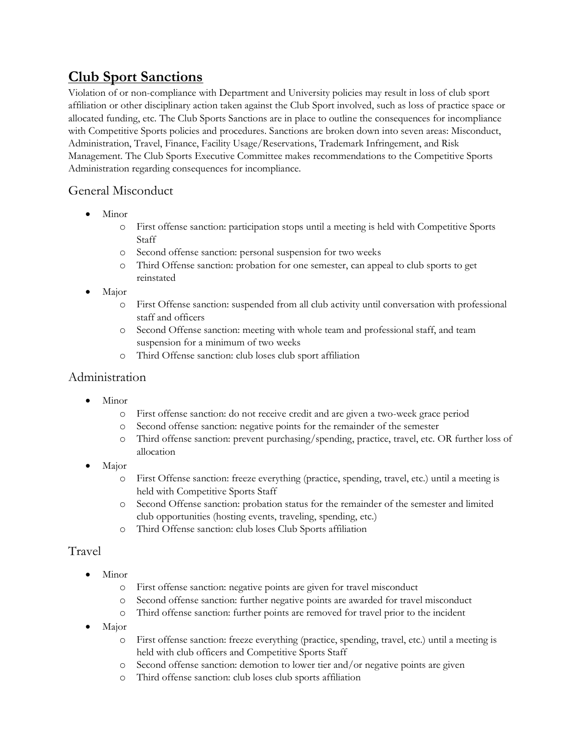# Club Sport Sanctions

Violation of or non-compliance with Department and University policies may result in loss of club sport affiliation or other disciplinary action taken against the Club Sport involved, such as loss of practice space or allocated funding, etc. The Club Sports Sanctions are in place to outline the consequences for incompliance with Competitive Sports policies and procedures. Sanctions are broken down into seven areas: Misconduct, Administration, Travel, Finance, Facility Usage/Reservations, Trademark Infringement, and Risk Management. The Club Sports Executive Committee makes recommendations to the Competitive Sports Administration regarding consequences for incompliance.

## General Misconduct

- Minor
  - First offense sanction: participation stops until a meeting is held with Competitive Sports Staff
  - Second offense sanction: personal suspension for two weeks
  - Third Offense sanction: probation for one semester, can appeal to club sports to get reinstated
- Major
  - First Offense sanction: suspended from all club activity until conversation with professional staff and officers
  - Second Offense sanction: meeting with whole team and professional staff, and team suspension for a minimum of two weeks
  - Third Offense sanction: club loses club sport affiliation

## Administration

- Minor
  - First offense sanction: do not receive credit and are given a two-week grace period
  - Second offense sanction: negative points for the remainder of the semester
  - Third offense sanction: prevent purchasing/spending, practice, travel, etc. OR further loss of allocation
- Major
  - First Offense sanction: freeze everything (practice, spending, travel, etc.) until a meeting is held with Competitive Sports Staff
  - Second Offense sanction: probation status for the remainder of the semester and limited club opportunities (hosting events, traveling, spending, etc.)
  - Third Offense sanction: club loses Club Sports affiliation

## Travel

- Minor
  - First offense sanction: negative points are given for travel misconduct
  - Second offense sanction: further negative points are awarded for travel misconduct
  - Third offense sanction: further points are removed for travel prior to the incident
- Major
  - First offense sanction: freeze everything (practice, spending, travel, etc.) until a meeting is held with club officers and Competitive Sports Staff
  - Second offense sanction: demotion to lower tier and/or negative points are given
  - Third offense sanction: club loses club sports affiliation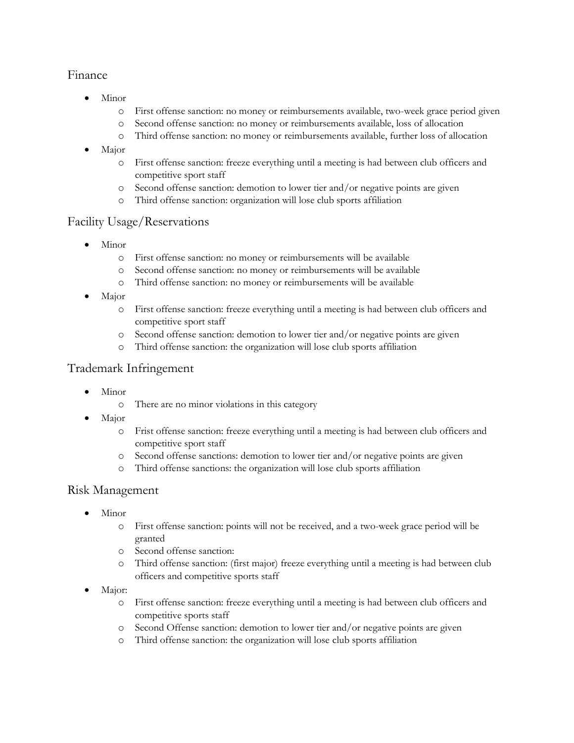## Finance

- Minor
    - First offense sanction: no money or reimbursements available, two-week grace period given
    - Second offense sanction: no money or reimbursements available, loss of allocation
    - Third offense sanction: no money or reimbursements available, further loss of allocation
- Major
    - First offense sanction: freeze everything until a meeting is had between club officers and competitive sport staff
    - Second offense sanction: demotion to lower tier and/or negative points are given
    - Third offense sanction: organization will lose club sports affiliation

## Facility Usage/Reservations

- Minor
    - First offense sanction: no money or reimbursements will be available
    - Second offense sanction: no money or reimbursements will be available
    - Third offense sanction: no money or reimbursements will be available
- Major
    - First offense sanction: freeze everything until a meeting is had between club officers and competitive sport staff
    - Second offense sanction: demotion to lower tier and/or negative points are given
    - Third offense sanction: the organization will lose club sports affiliation

## Trademark Infringement

- Minor
    - There are no minor violations in this category
- Major
    - Frist offense sanction: freeze everything until a meeting is had between club officers and competitive sport staff
    - Second offense sanctions: demotion to lower tier and/or negative points are given
    - Third offense sanctions: the organization will lose club sports affiliation

## Risk Management

- Minor
    - First offense sanction: points will not be received, and a two-week grace period will be granted
    - Second offense sanction:
    - Third offense sanction: (first major) freeze everything until a meeting is had between club officers and competitive sports staff
- Major:
    - First offense sanction: freeze everything until a meeting is had between club officers and competitive sports staff
    - Second Offense sanction: demotion to lower tier and/or negative points are given
    - Third offense sanction: the organization will lose club sports affiliation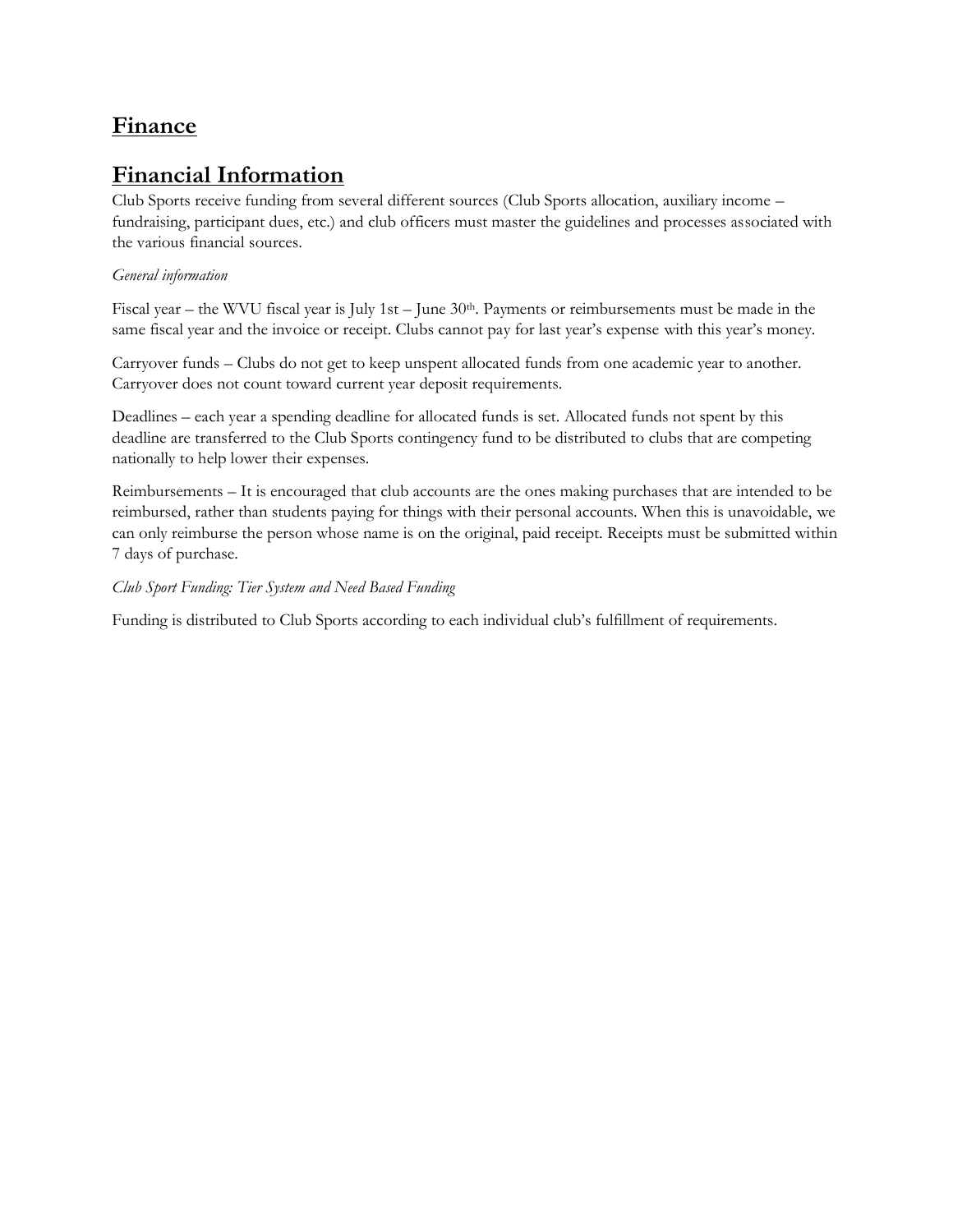# Finance

# Financial Information

Club Sports receive funding from several different sources (Club Sports allocation, auxiliary income – fundraising, participant dues, etc.) and club officers must master the guidelines and processes associated with the various financial sources.

*General information*

Fiscal year – the WVU fiscal year is July 1st – June 30th. Payments or reimbursements must be made in the same fiscal year and the invoice or receipt. Clubs cannot pay for last year's expense with this year's money.

Carryover funds – Clubs do not get to keep unspent allocated funds from one academic year to another. Carryover does not count toward current year deposit requirements.

Deadlines – each year a spending deadline for allocated funds is set. Allocated funds not spent by this deadline are transferred to the Club Sports contingency fund to be distributed to clubs that are competing nationally to help lower their expenses.

Reimbursements – It is encouraged that club accounts are the ones making purchases that are intended to be reimbursed, rather than students paying for things with their personal accounts. When this is unavoidable, we can only reimburse the person whose name is on the original, paid receipt. Receipts must be submitted within 7 days of purchase.

*Club Sport Funding: Tier System and Need Based Funding*

Funding is distributed to Club Sports according to each individual club's fulfillment of requirements.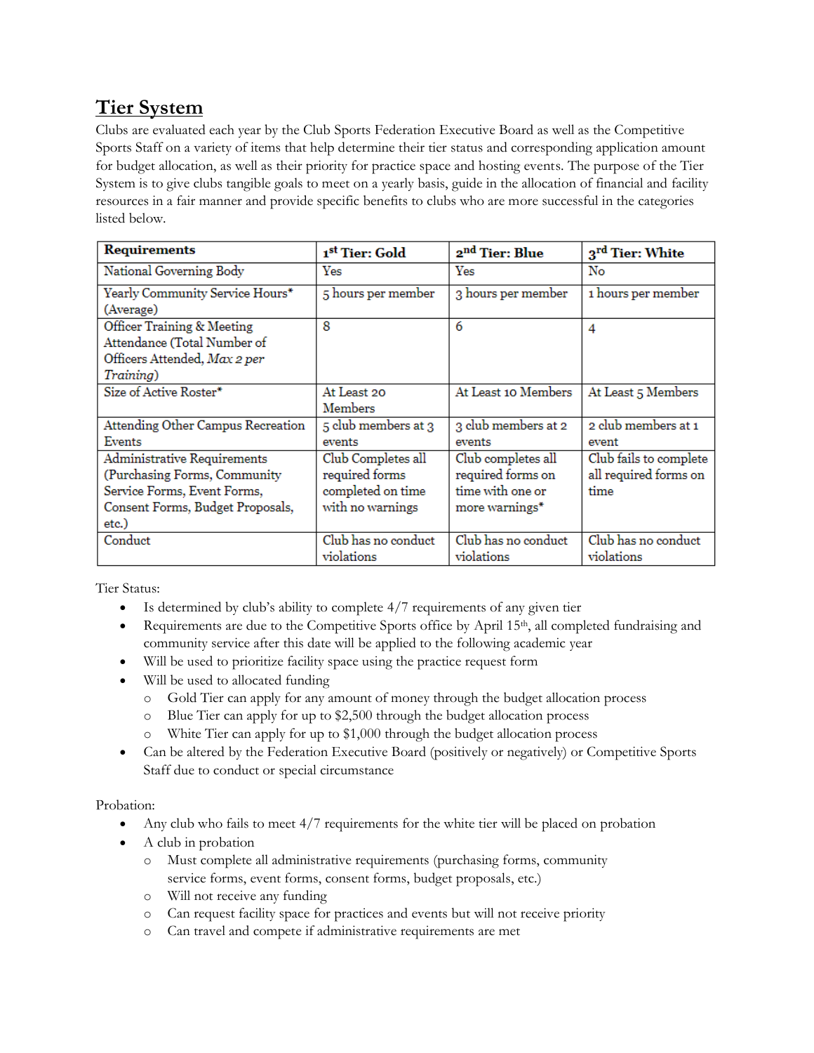## Tier System

Clubs are evaluated each year by the Club Sports Federation Executive Board as well as the Competitive Sports Staff on a variety of items that help determine their tier status and corresponding application amount for budget allocation, as well as their priority for practice space and hosting events. The purpose of the Tier System is to give clubs tangible goals to meet on a yearly basis, guide in the allocation of financial and facility resources in a fair manner and provide specific benefits to clubs who are more successful in the categories listed below.

| **Requirements** | **1st Tier: Gold** | **2nd Tier: Blue** | **3rd Tier: White** |
|---|---|---|---|
| National Governing Body | Yes | Yes | No |
| Yearly Community Service Hours* (Average) | 5 hours per member | 3 hours per member | 1 hours per member |
| Officer Training & Meeting Attendance (Total Number of Officers Attended, *Max 2 per Training*) | 8 | 6 | 4 |
| Size of Active Roster* | At Least 20 Members | At Least 10 Members | At Least 5 Members |
| Attending Other Campus Recreation Events | 5 club members at 3 events | 3 club members at 2 events | 2 club members at 1 event |
| Administrative Requirements (Purchasing Forms, Community Service Forms, Event Forms, Consent Forms, Budget Proposals, etc.) | Club Completes all required forms completed on time with no warnings | Club completes all required forms on time with one or more warnings* | Club fails to complete all required forms on time |
| Conduct | Club has no conduct violations | Club has no conduct violations | Club has no conduct violations |

Tier Status:

- Is determined by club's ability to complete 4/7 requirements of any given tier
- Requirements are due to the Competitive Sports office by April 15th, all completed fundraising and community service after this date will be applied to the following academic year
- Will be used to prioritize facility space using the practice request form
- Will be used to allocated funding
  - Gold Tier can apply for any amount of money through the budget allocation process
  - Blue Tier can apply for up to $2,500 through the budget allocation process
  - White Tier can apply for up to $1,000 through the budget allocation process
- Can be altered by the Federation Executive Board (positively or negatively) or Competitive Sports Staff due to conduct or special circumstance

Probation:

- Any club who fails to meet 4/7 requirements for the white tier will be placed on probation
- A club in probation
  - Must complete all administrative requirements (purchasing forms, community service forms, event forms, consent forms, budget proposals, etc.)
  - Will not receive any funding
  - Can request facility space for practices and events but will not receive priority
  - Can travel and compete if administrative requirements are met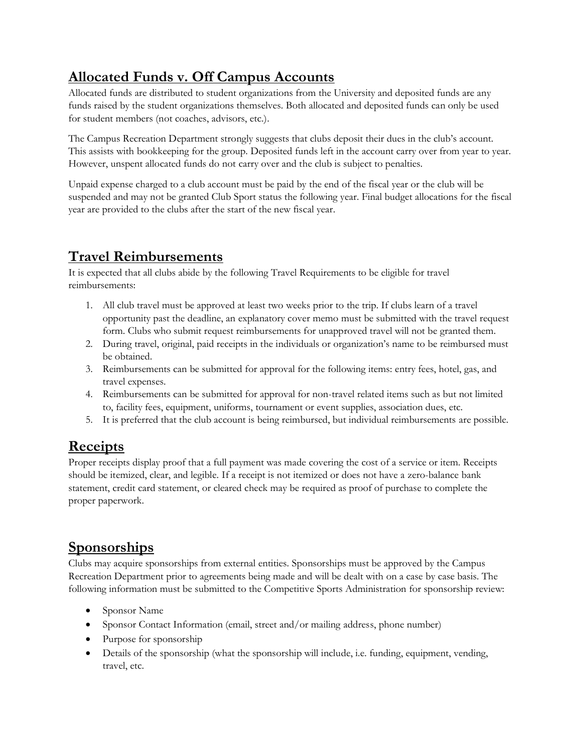## Allocated Funds v. Off Campus Accounts

Allocated funds are distributed to student organizations from the University and deposited funds are any funds raised by the student organizations themselves. Both allocated and deposited funds can only be used for student members (not coaches, advisors, etc.).

The Campus Recreation Department strongly suggests that clubs deposit their dues in the club's account. This assists with bookkeeping for the group. Deposited funds left in the account carry over from year to year. However, unspent allocated funds do not carry over and the club is subject to penalties.

Unpaid expense charged to a club account must be paid by the end of the fiscal year or the club will be suspended and may not be granted Club Sport status the following year. Final budget allocations for the fiscal year are provided to the clubs after the start of the new fiscal year.

## Travel Reimbursements

It is expected that all clubs abide by the following Travel Requirements to be eligible for travel reimbursements:

1. All club travel must be approved at least two weeks prior to the trip. If clubs learn of a travel opportunity past the deadline, an explanatory cover memo must be submitted with the travel request form. Clubs who submit request reimbursements for unapproved travel will not be granted them.
2. During travel, original, paid receipts in the individuals or organization's name to be reimbursed must be obtained.
3. Reimbursements can be submitted for approval for the following items: entry fees, hotel, gas, and travel expenses.
4. Reimbursements can be submitted for approval for non-travel related items such as but not limited to, facility fees, equipment, uniforms, tournament or event supplies, association dues, etc.
5. It is preferred that the club account is being reimbursed, but individual reimbursements are possible.

## Receipts

Proper receipts display proof that a full payment was made covering the cost of a service or item. Receipts should be itemized, clear, and legible. If a receipt is not itemized or does not have a zero-balance bank statement, credit card statement, or cleared check may be required as proof of purchase to complete the proper paperwork.

## Sponsorships

Clubs may acquire sponsorships from external entities. Sponsorships must be approved by the Campus Recreation Department prior to agreements being made and will be dealt with on a case by case basis. The following information must be submitted to the Competitive Sports Administration for sponsorship review:

- Sponsor Name
- Sponsor Contact Information (email, street and/or mailing address, phone number)
- Purpose for sponsorship
- Details of the sponsorship (what the sponsorship will include, i.e. funding, equipment, vending, travel, etc.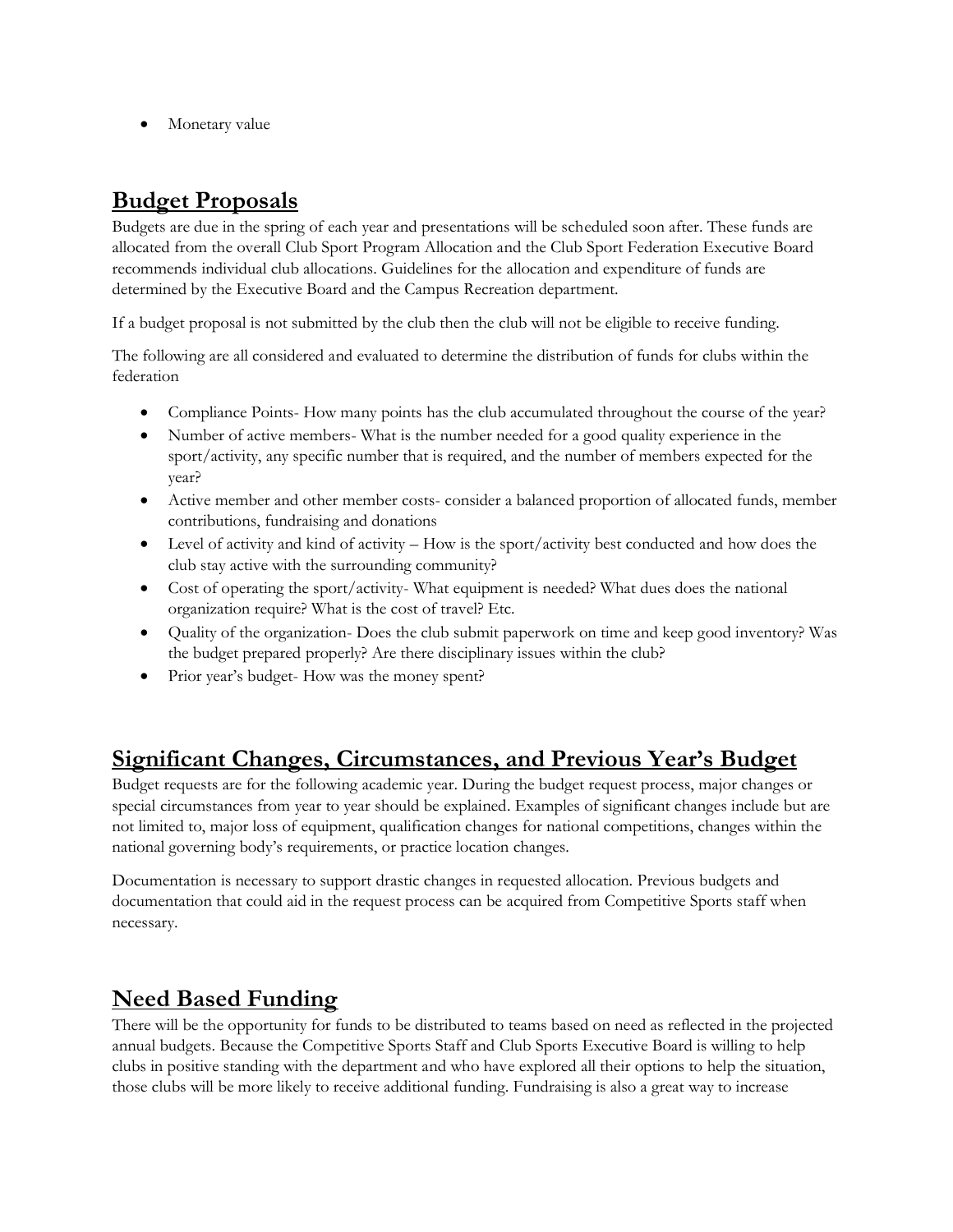- Monetary value

## Budget Proposals

Budgets are due in the spring of each year and presentations will be scheduled soon after. These funds are allocated from the overall Club Sport Program Allocation and the Club Sport Federation Executive Board recommends individual club allocations. Guidelines for the allocation and expenditure of funds are determined by the Executive Board and the Campus Recreation department.

If a budget proposal is not submitted by the club then the club will not be eligible to receive funding.

The following are all considered and evaluated to determine the distribution of funds for clubs within the federation

- Compliance Points- How many points has the club accumulated throughout the course of the year?
- Number of active members- What is the number needed for a good quality experience in the sport/activity, any specific number that is required, and the number of members expected for the year?
- Active member and other member costs- consider a balanced proportion of allocated funds, member contributions, fundraising and donations
- Level of activity and kind of activity – How is the sport/activity best conducted and how does the club stay active with the surrounding community?
- Cost of operating the sport/activity- What equipment is needed? What dues does the national organization require? What is the cost of travel? Etc.
- Quality of the organization- Does the club submit paperwork on time and keep good inventory? Was the budget prepared properly? Are there disciplinary issues within the club?
- Prior year's budget- How was the money spent?

## Significant Changes, Circumstances, and Previous Year's Budget

Budget requests are for the following academic year. During the budget request process, major changes or special circumstances from year to year should be explained. Examples of significant changes include but are not limited to, major loss of equipment, qualification changes for national competitions, changes within the national governing body's requirements, or practice location changes.

Documentation is necessary to support drastic changes in requested allocation. Previous budgets and documentation that could aid in the request process can be acquired from Competitive Sports staff when necessary.

## Need Based Funding

There will be the opportunity for funds to be distributed to teams based on need as reflected in the projected annual budgets. Because the Competitive Sports Staff and Club Sports Executive Board is willing to help clubs in positive standing with the department and who have explored all their options to help the situation, those clubs will be more likely to receive additional funding. Fundraising is also a great way to increase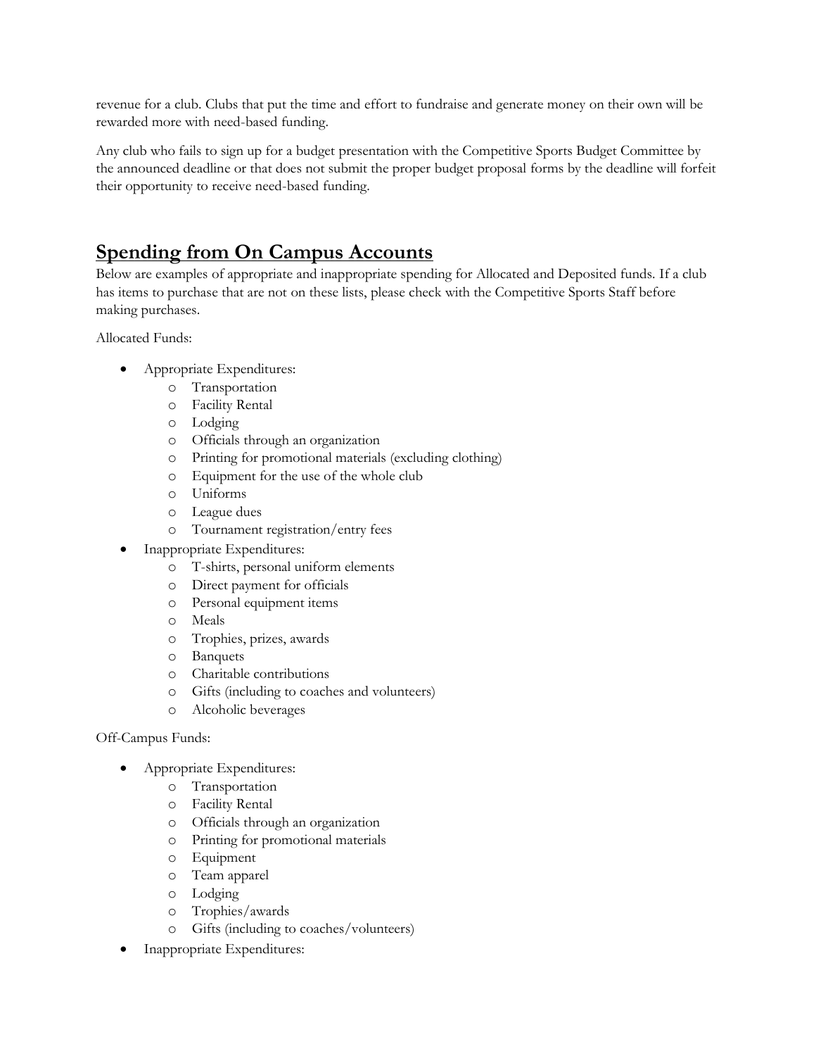revenue for a club. Clubs that put the time and effort to fundraise and generate money on their own will be rewarded more with need-based funding.

Any club who fails to sign up for a budget presentation with the Competitive Sports Budget Committee by the announced deadline or that does not submit the proper budget proposal forms by the deadline will forfeit their opportunity to receive need-based funding.

## Spending from On Campus Accounts

Below are examples of appropriate and inappropriate spending for Allocated and Deposited funds. If a club has items to purchase that are not on these lists, please check with the Competitive Sports Staff before making purchases.

Allocated Funds:

- Appropriate Expenditures:
  - Transportation
  - Facility Rental
  - Lodging
  - Officials through an organization
  - Printing for promotional materials (excluding clothing)
  - Equipment for the use of the whole club
  - Uniforms
  - League dues
  - Tournament registration/entry fees
- Inappropriate Expenditures:
  - T-shirts, personal uniform elements
  - Direct payment for officials
  - Personal equipment items
  - Meals
  - Trophies, prizes, awards
  - Banquets
  - Charitable contributions
  - Gifts (including to coaches and volunteers)
  - Alcoholic beverages

Off-Campus Funds:

- Appropriate Expenditures:
  - Transportation
  - Facility Rental
  - Officials through an organization
  - Printing for promotional materials
  - Equipment
  - Team apparel
  - Lodging
  - Trophies/awards
  - Gifts (including to coaches/volunteers)
- Inappropriate Expenditures: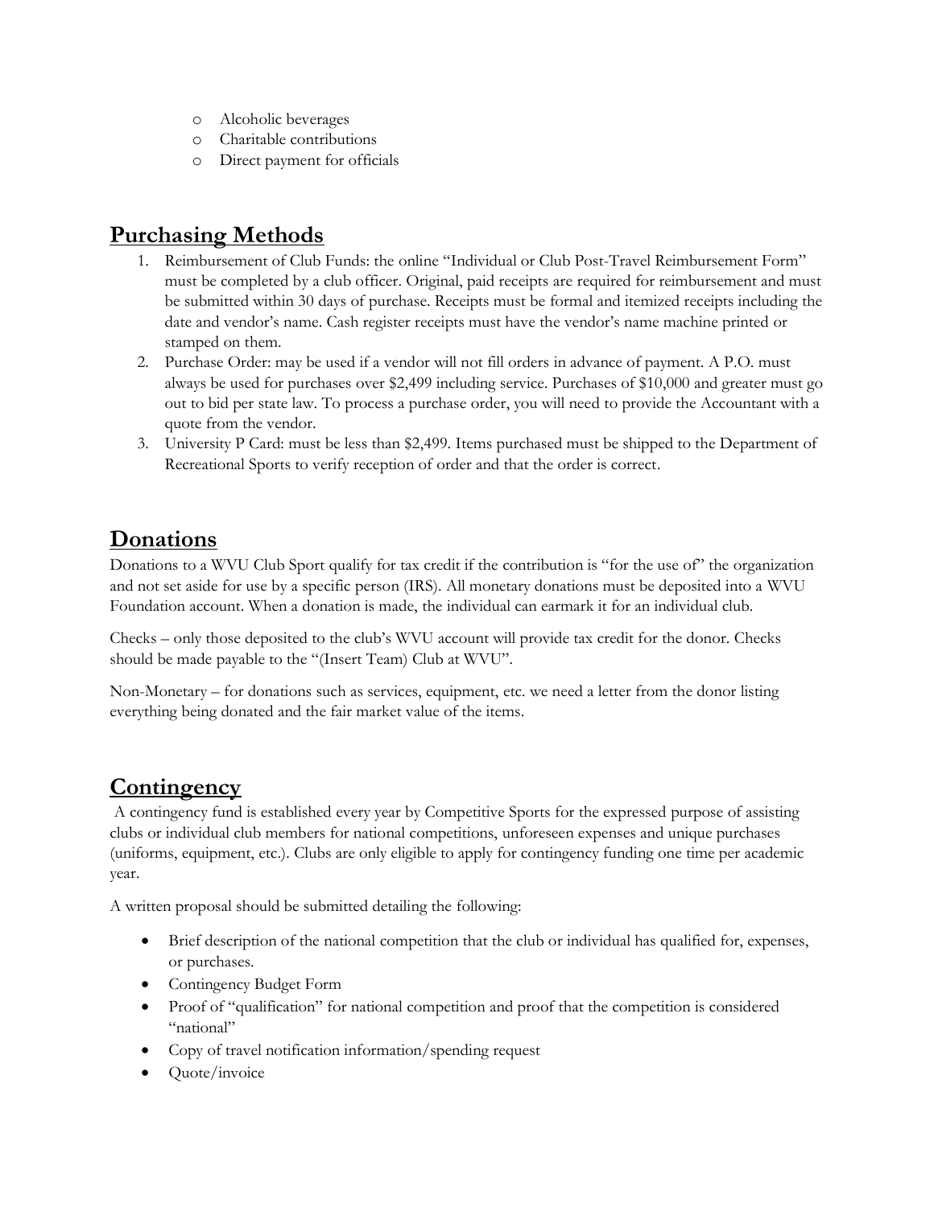- Alcoholic beverages
- Charitable contributions
- Direct payment for officials

## Purchasing Methods

1. Reimbursement of Club Funds: the online "Individual or Club Post-Travel Reimbursement Form" must be completed by a club officer. Original, paid receipts are required for reimbursement and must be submitted within 30 days of purchase. Receipts must be formal and itemized receipts including the date and vendor's name. Cash register receipts must have the vendor's name machine printed or stamped on them.
2. Purchase Order: may be used if a vendor will not fill orders in advance of payment. A P.O. must always be used for purchases over $2,499 including service. Purchases of $10,000 and greater must go out to bid per state law. To process a purchase order, you will need to provide the Accountant with a quote from the vendor.
3. University P Card: must be less than $2,499. Items purchased must be shipped to the Department of Recreational Sports to verify reception of order and that the order is correct.

## Donations

Donations to a WVU Club Sport qualify for tax credit if the contribution is "for the use of" the organization and not set aside for use by a specific person (IRS). All monetary donations must be deposited into a WVU Foundation account. When a donation is made, the individual can earmark it for an individual club.

Checks – only those deposited to the club's WVU account will provide tax credit for the donor. Checks should be made payable to the "(Insert Team) Club at WVU".

Non-Monetary – for donations such as services, equipment, etc. we need a letter from the donor listing everything being donated and the fair market value of the items.

## Contingency

A contingency fund is established every year by Competitive Sports for the expressed purpose of assisting clubs or individual club members for national competitions, unforeseen expenses and unique purchases (uniforms, equipment, etc.). Clubs are only eligible to apply for contingency funding one time per academic year.

A written proposal should be submitted detailing the following:

- Brief description of the national competition that the club or individual has qualified for, expenses, or purchases.
- Contingency Budget Form
- Proof of "qualification" for national competition and proof that the competition is considered "national"
- Copy of travel notification information/spending request
- Quote/invoice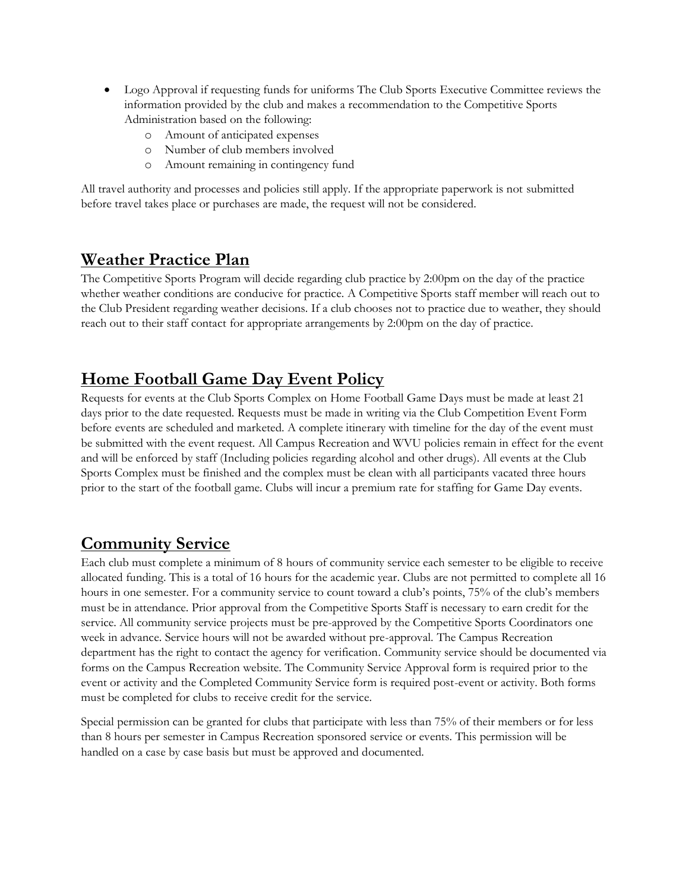- Logo Approval if requesting funds for uniforms The Club Sports Executive Committee reviews the information provided by the club and makes a recommendation to the Competitive Sports Administration based on the following:
  - Amount of anticipated expenses
  - Number of club members involved
  - Amount remaining in contingency fund

All travel authority and processes and policies still apply. If the appropriate paperwork is not submitted before travel takes place or purchases are made, the request will not be considered.

## Weather Practice Plan

The Competitive Sports Program will decide regarding club practice by 2:00pm on the day of the practice whether weather conditions are conducive for practice. A Competitive Sports staff member will reach out to the Club President regarding weather decisions. If a club chooses not to practice due to weather, they should reach out to their staff contact for appropriate arrangements by 2:00pm on the day of practice.

## Home Football Game Day Event Policy

Requests for events at the Club Sports Complex on Home Football Game Days must be made at least 21 days prior to the date requested. Requests must be made in writing via the Club Competition Event Form before events are scheduled and marketed. A complete itinerary with timeline for the day of the event must be submitted with the event request. All Campus Recreation and WVU policies remain in effect for the event and will be enforced by staff (Including policies regarding alcohol and other drugs). All events at the Club Sports Complex must be finished and the complex must be clean with all participants vacated three hours prior to the start of the football game. Clubs will incur a premium rate for staffing for Game Day events.

## Community Service

Each club must complete a minimum of 8 hours of community service each semester to be eligible to receive allocated funding. This is a total of 16 hours for the academic year. Clubs are not permitted to complete all 16 hours in one semester. For a community service to count toward a club's points, 75% of the club's members must be in attendance. Prior approval from the Competitive Sports Staff is necessary to earn credit for the service. All community service projects must be pre-approved by the Competitive Sports Coordinators one week in advance. Service hours will not be awarded without pre-approval. The Campus Recreation department has the right to contact the agency for verification. Community service should be documented via forms on the Campus Recreation website. The Community Service Approval form is required prior to the event or activity and the Completed Community Service form is required post-event or activity. Both forms must be completed for clubs to receive credit for the service.

Special permission can be granted for clubs that participate with less than 75% of their members or for less than 8 hours per semester in Campus Recreation sponsored service or events. This permission will be handled on a case by case basis but must be approved and documented.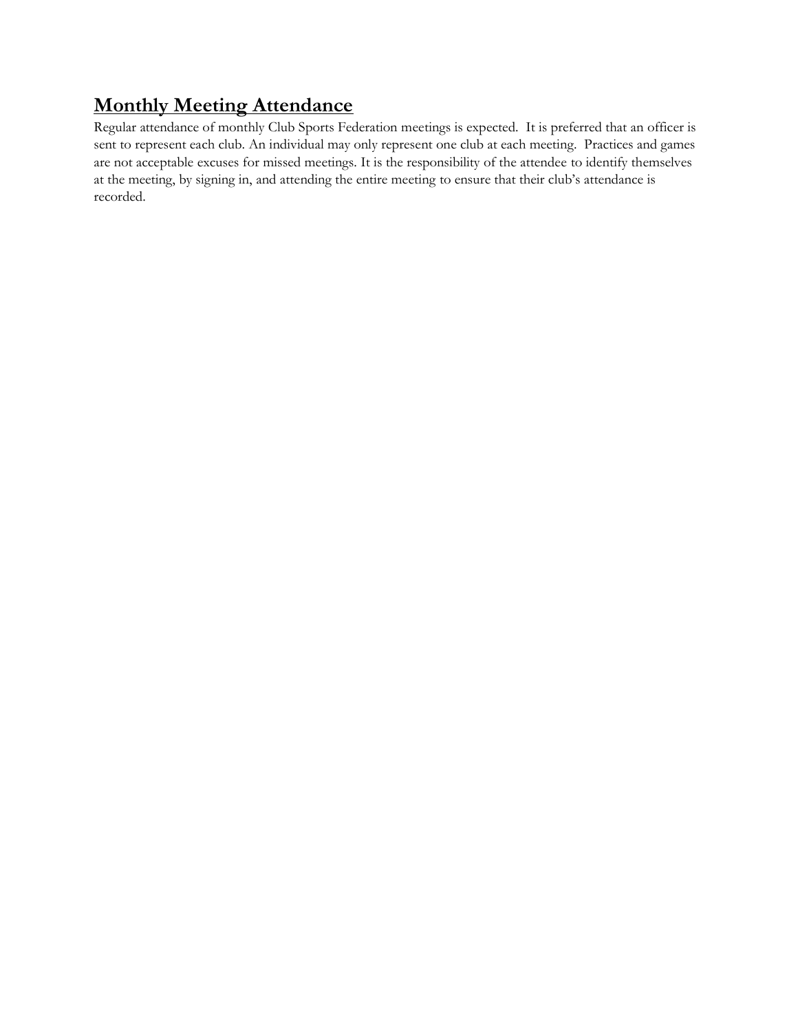## **Monthly Meeting Attendance**

Regular attendance of monthly Club Sports Federation meetings is expected. It is preferred that an officer is sent to represent each club. An individual may only represent one club at each meeting. Practices and games are not acceptable excuses for missed meetings. It is the responsibility of the attendee to identify themselves at the meeting, by signing in, and attending the entire meeting to ensure that their club's attendance is recorded.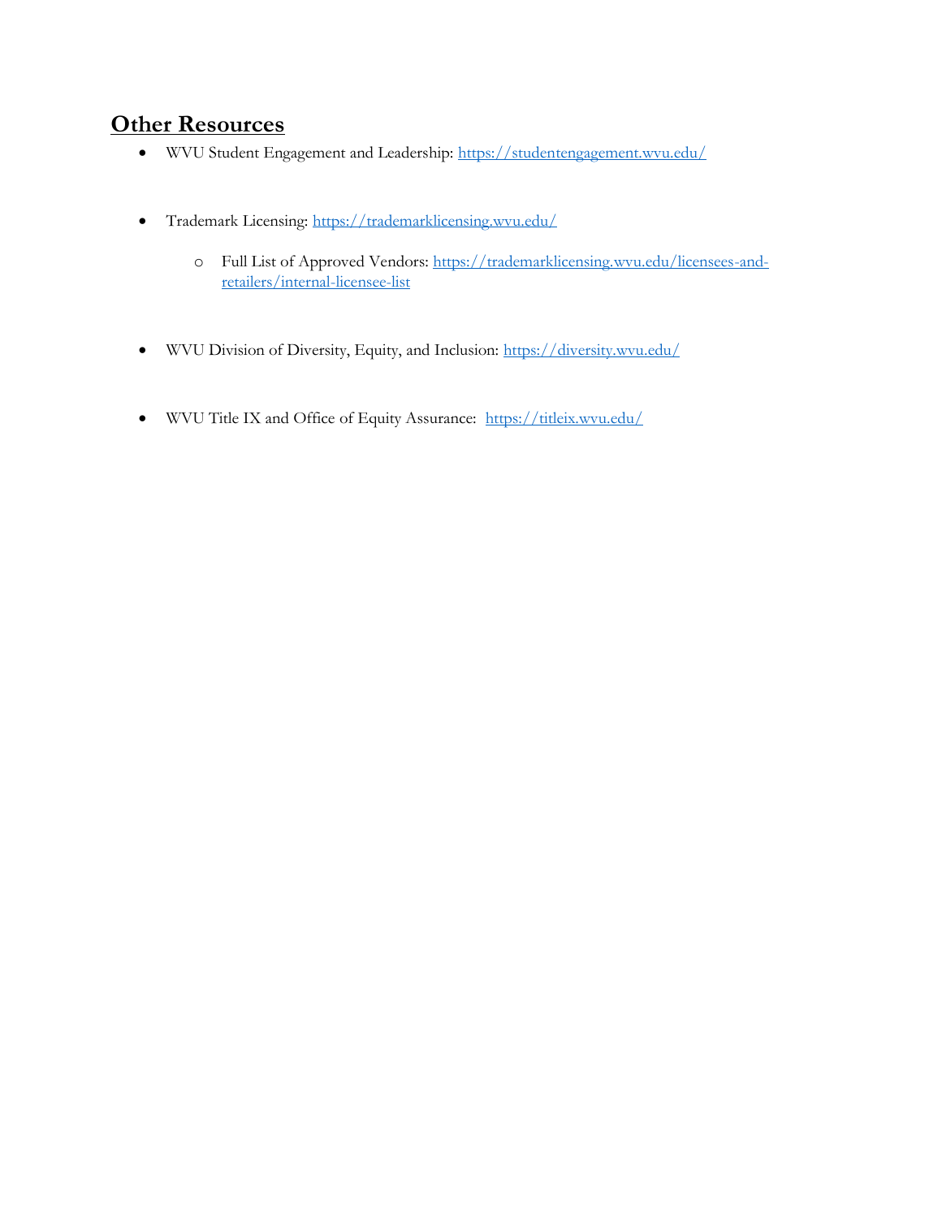## Other Resources

- WVU Student Engagement and Leadership: https://studentengagement.wvu.edu/
- Trademark Licensing: https://trademarklicensing.wvu.edu/
  - Full List of Approved Vendors: https://trademarklicensing.wvu.edu/licensees-and-retailers/internal-licensee-list
- WVU Division of Diversity, Equity, and Inclusion: https://diversity.wvu.edu/
- WVU Title IX and Office of Equity Assurance: https://titleix.wvu.edu/